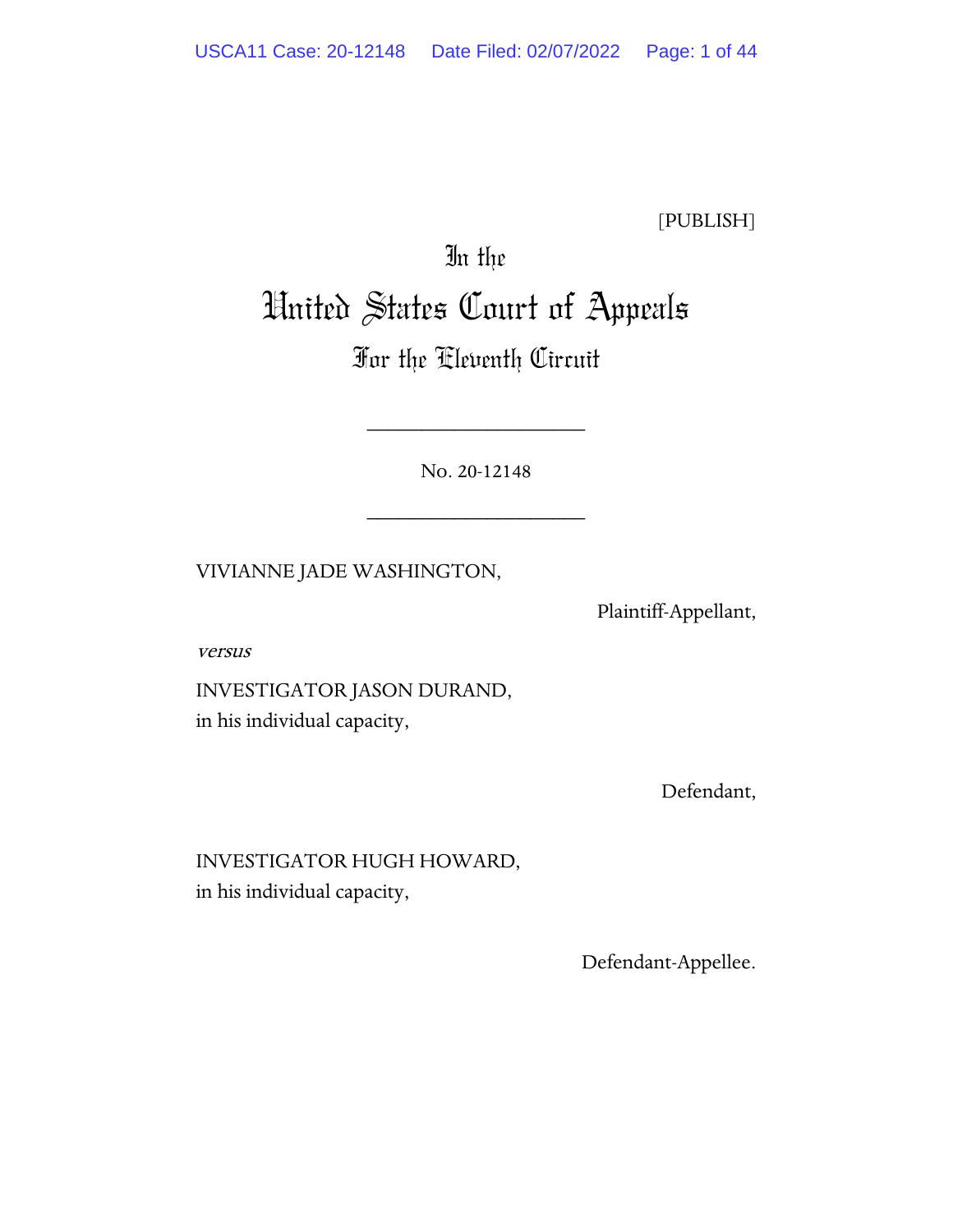[PUBLISH]

In the

# United States Court of Appeals

## For the Eleventh Circuit

____________________

No. 20-12148

____________________

VIVIANNE JADE WASHINGTON,

Plaintiff-Appellant,

*versus*

INVESTIGATOR JASON DURAND,
in his individual capacity,

Defendant,

INVESTIGATOR HUGH HOWARD,
in his individual capacity,

Defendant-Appellee.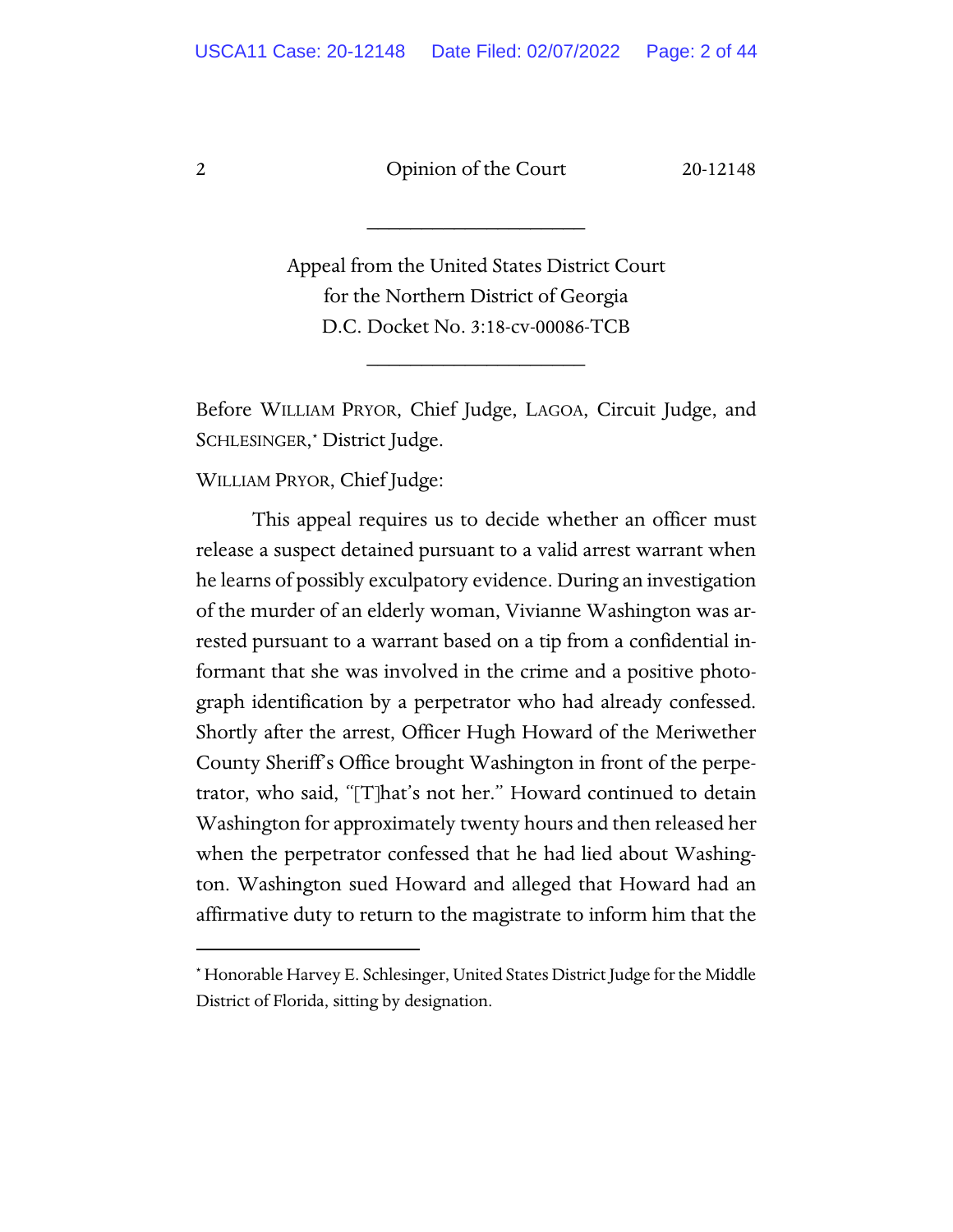---

Appeal from the United States District Court
for the Northern District of Georgia
D.C. Docket No. 3:18-cv-00086-TCB

---

Before WILLIAM PRYOR, Chief Judge, LAGOA, Circuit Judge, and SCHLESINGER,* District Judge.

WILLIAM PRYOR, Chief Judge:

This appeal requires us to decide whether an officer must release a suspect detained pursuant to a valid arrest warrant when he learns of possibly exculpatory evidence. During an investigation of the murder of an elderly woman, Vivianne Washington was arrested pursuant to a warrant based on a tip from a confidential informant that she was involved in the crime and a positive photograph identification by a perpetrator who had already confessed. Shortly after the arrest, Officer Hugh Howard of the Meriwether County Sheriff's Office brought Washington in front of the perpetrator, who said, "[T]hat's not her." Howard continued to detain Washington for approximately twenty hours and then released her when the perpetrator confessed that he had lied about Washington. Washington sued Howard and alleged that Howard had an affirmative duty to return to the magistrate to inform him that the

---

* Honorable Harvey E. Schlesinger, United States District Judge for the Middle District of Florida, sitting by designation.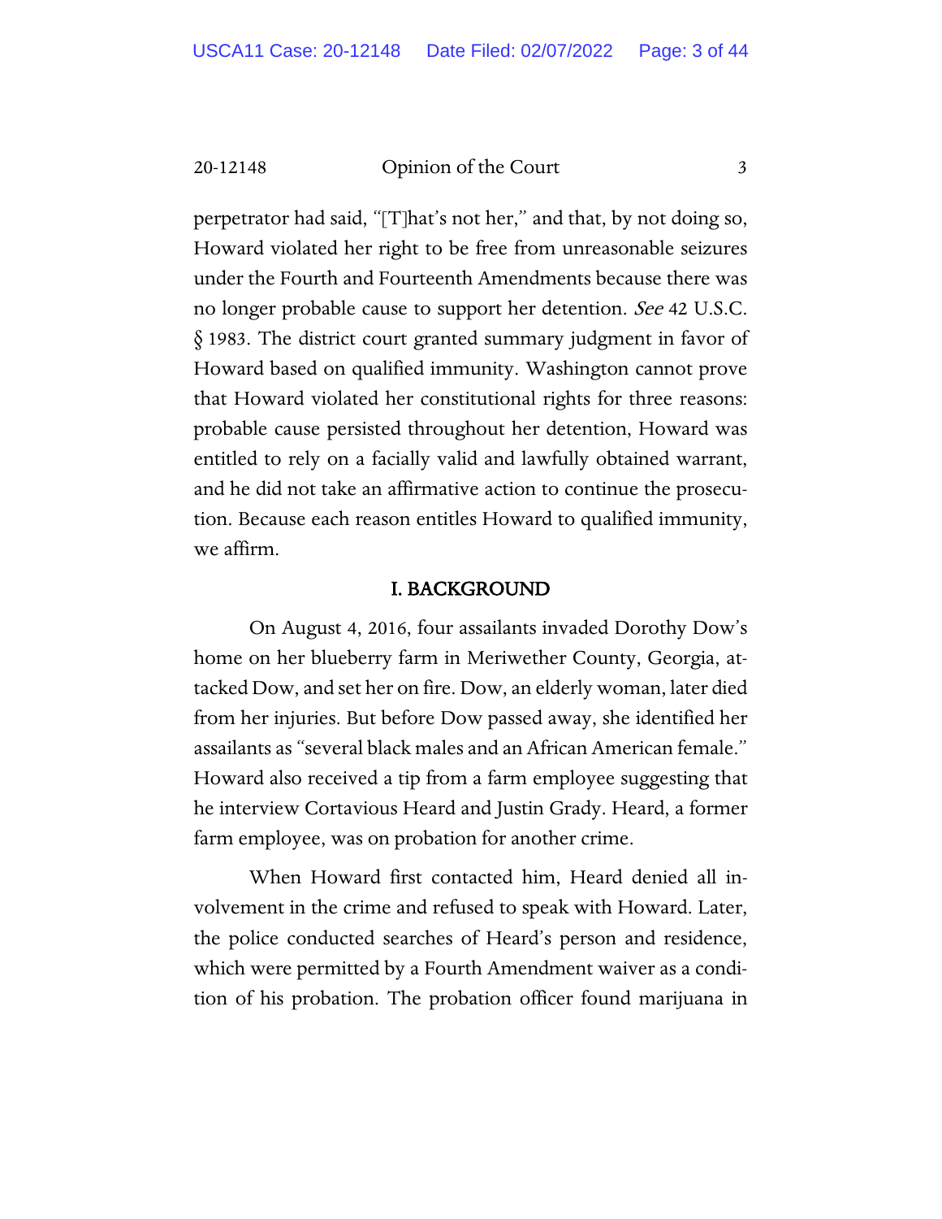perpetrator had said, "[T]hat's not her," and that, by not doing so, Howard violated her right to be free from unreasonable seizures under the Fourth and Fourteenth Amendments because there was no longer probable cause to support her detention. *See* 42 U.S.C. § 1983. The district court granted summary judgment in favor of Howard based on qualified immunity. Washington cannot prove that Howard violated her constitutional rights for three reasons: probable cause persisted throughout her detention, Howard was entitled to rely on a facially valid and lawfully obtained warrant, and he did not take an affirmative action to continue the prosecution. Because each reason entitles Howard to qualified immunity, we affirm.

## I. BACKGROUND

On August 4, 2016, four assailants invaded Dorothy Dow's home on her blueberry farm in Meriwether County, Georgia, attacked Dow, and set her on fire. Dow, an elderly woman, later died from her injuries. But before Dow passed away, she identified her assailants as "several black males and an African American female." Howard also received a tip from a farm employee suggesting that he interview Cortavious Heard and Justin Grady. Heard, a former farm employee, was on probation for another crime.

When Howard first contacted him, Heard denied all involvement in the crime and refused to speak with Howard. Later, the police conducted searches of Heard's person and residence, which were permitted by a Fourth Amendment waiver as a condition of his probation. The probation officer found marijuana in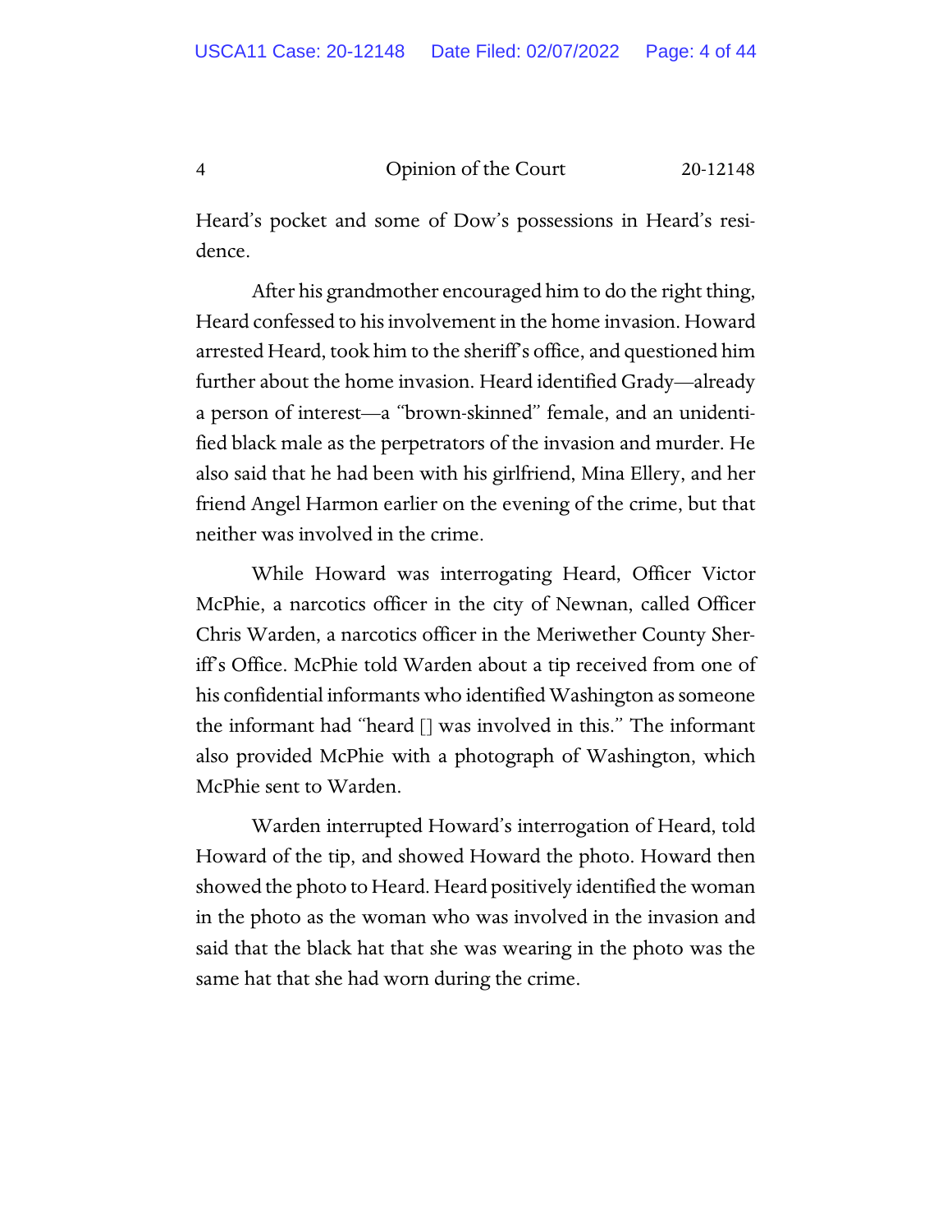Heard's pocket and some of Dow's possessions in Heard's residence.

After his grandmother encouraged him to do the right thing, Heard confessed to his involvement in the home invasion. Howard arrested Heard, took him to the sheriff's office, and questioned him further about the home invasion. Heard identified Grady—already a person of interest—a "brown-skinned" female, and an unidentified black male as the perpetrators of the invasion and murder. He also said that he had been with his girlfriend, Mina Ellery, and her friend Angel Harmon earlier on the evening of the crime, but that neither was involved in the crime.

While Howard was interrogating Heard, Officer Victor McPhie, a narcotics officer in the city of Newnan, called Officer Chris Warden, a narcotics officer in the Meriwether County Sheriff's Office. McPhie told Warden about a tip received from one of his confidential informants who identified Washington as someone the informant had "heard [] was involved in this." The informant also provided McPhie with a photograph of Washington, which McPhie sent to Warden.

Warden interrupted Howard's interrogation of Heard, told Howard of the tip, and showed Howard the photo. Howard then showed the photo to Heard. Heard positively identified the woman in the photo as the woman who was involved in the invasion and said that the black hat that she was wearing in the photo was the same hat that she had worn during the crime.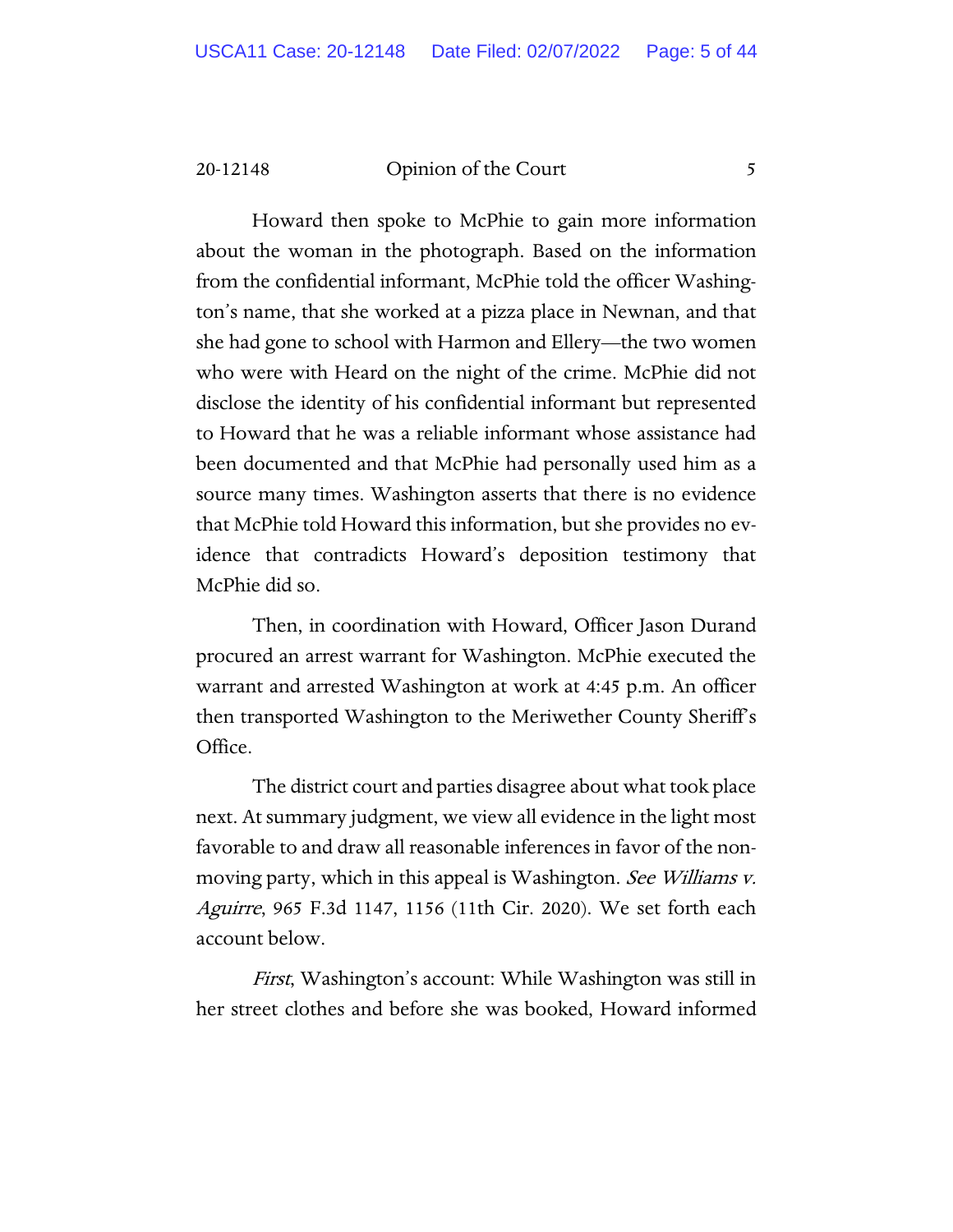Howard then spoke to McPhie to gain more information about the woman in the photograph. Based on the information from the confidential informant, McPhie told the officer Washington's name, that she worked at a pizza place in Newnan, and that she had gone to school with Harmon and Ellery—the two women who were with Heard on the night of the crime. McPhie did not disclose the identity of his confidential informant but represented to Howard that he was a reliable informant whose assistance had been documented and that McPhie had personally used him as a source many times. Washington asserts that there is no evidence that McPhie told Howard this information, but she provides no evidence that contradicts Howard's deposition testimony that McPhie did so.

Then, in coordination with Howard, Officer Jason Durand procured an arrest warrant for Washington. McPhie executed the warrant and arrested Washington at work at 4:45 p.m. An officer then transported Washington to the Meriwether County Sheriff's Office.

The district court and parties disagree about what took place next. At summary judgment, we view all evidence in the light most favorable to and draw all reasonable inferences in favor of the non-moving party, which in this appeal is Washington. *See Williams v. Aguirre*, 965 F.3d 1147, 1156 (11th Cir. 2020). We set forth each account below.

*First*, Washington's account: While Washington was still in her street clothes and before she was booked, Howard informed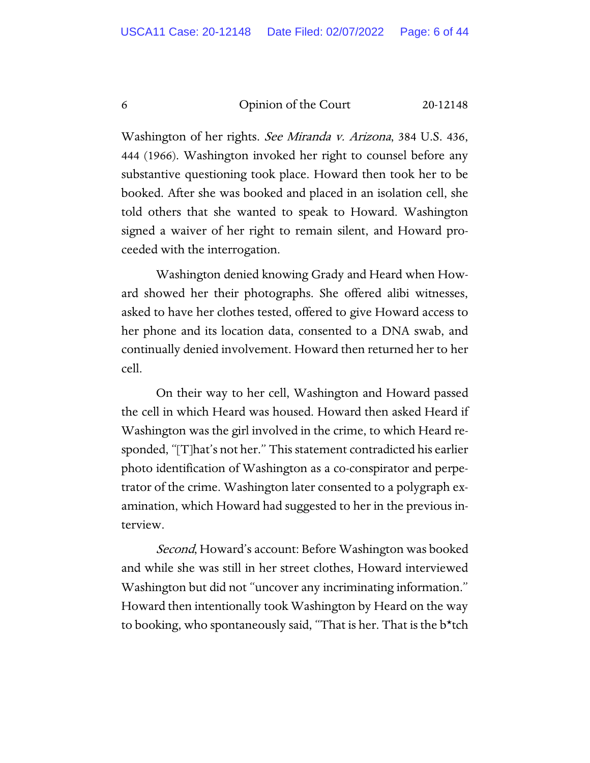Washington of her rights. *See Miranda v. Arizona*, 384 U.S. 436, 444 (1966). Washington invoked her right to counsel before any substantive questioning took place. Howard then took her to be booked. After she was booked and placed in an isolation cell, she told others that she wanted to speak to Howard. Washington signed a waiver of her right to remain silent, and Howard proceeded with the interrogation.

Washington denied knowing Grady and Heard when Howard showed her their photographs. She offered alibi witnesses, asked to have her clothes tested, offered to give Howard access to her phone and its location data, consented to a DNA swab, and continually denied involvement. Howard then returned her to her cell.

On their way to her cell, Washington and Howard passed the cell in which Heard was housed. Howard then asked Heard if Washington was the girl involved in the crime, to which Heard responded, "[T]hat's not her." This statement contradicted his earlier photo identification of Washington as a co-conspirator and perpetrator of the crime. Washington later consented to a polygraph examination, which Howard had suggested to her in the previous interview.

*Second*, Howard's account: Before Washington was booked and while she was still in her street clothes, Howard interviewed Washington but did not "uncover any incriminating information." Howard then intentionally took Washington by Heard on the way to booking, who spontaneously said, "That is her. That is the b*tch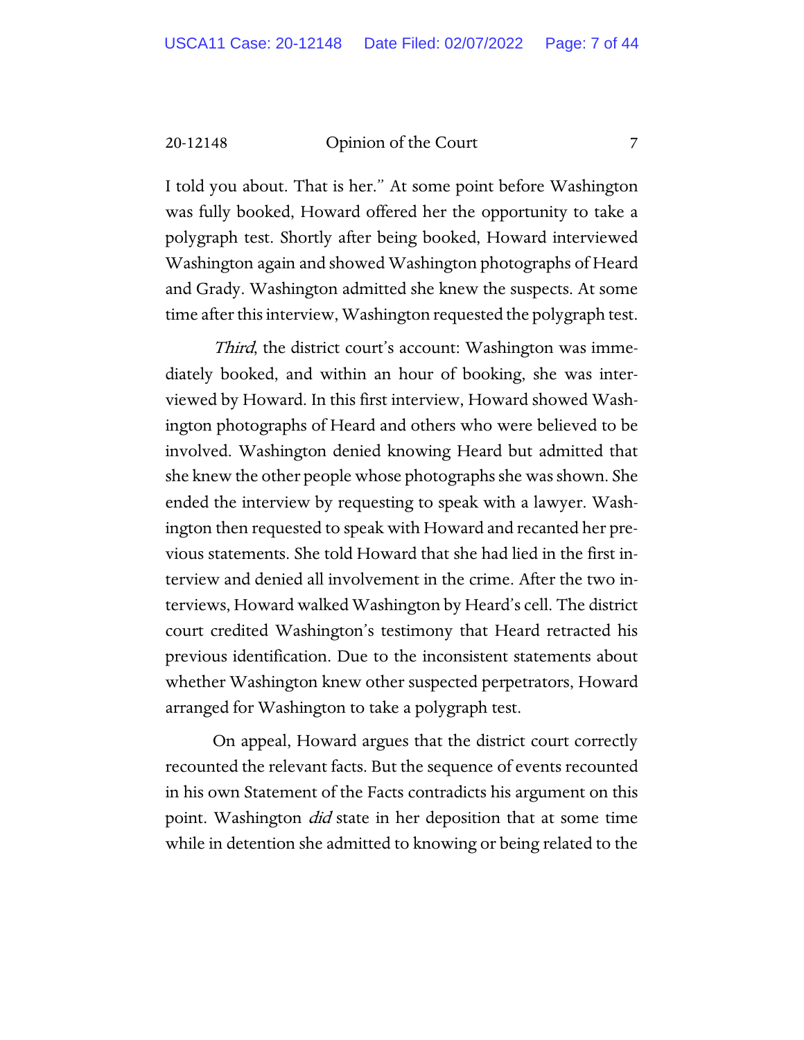I told you about. That is her." At some point before Washington was fully booked, Howard offered her the opportunity to take a polygraph test. Shortly after being booked, Howard interviewed Washington again and showed Washington photographs of Heard and Grady. Washington admitted she knew the suspects. At some time after this interview, Washington requested the polygraph test.

*Third*, the district court's account: Washington was immediately booked, and within an hour of booking, she was interviewed by Howard. In this first interview, Howard showed Washington photographs of Heard and others who were believed to be involved. Washington denied knowing Heard but admitted that she knew the other people whose photographs she was shown. She ended the interview by requesting to speak with a lawyer. Washington then requested to speak with Howard and recanted her previous statements. She told Howard that she had lied in the first interview and denied all involvement in the crime. After the two interviews, Howard walked Washington by Heard's cell. The district court credited Washington's testimony that Heard retracted his previous identification. Due to the inconsistent statements about whether Washington knew other suspected perpetrators, Howard arranged for Washington to take a polygraph test.

On appeal, Howard argues that the district court correctly recounted the relevant facts. But the sequence of events recounted in his own Statement of the Facts contradicts his argument on this point. Washington *did* state in her deposition that at some time while in detention she admitted to knowing or being related to the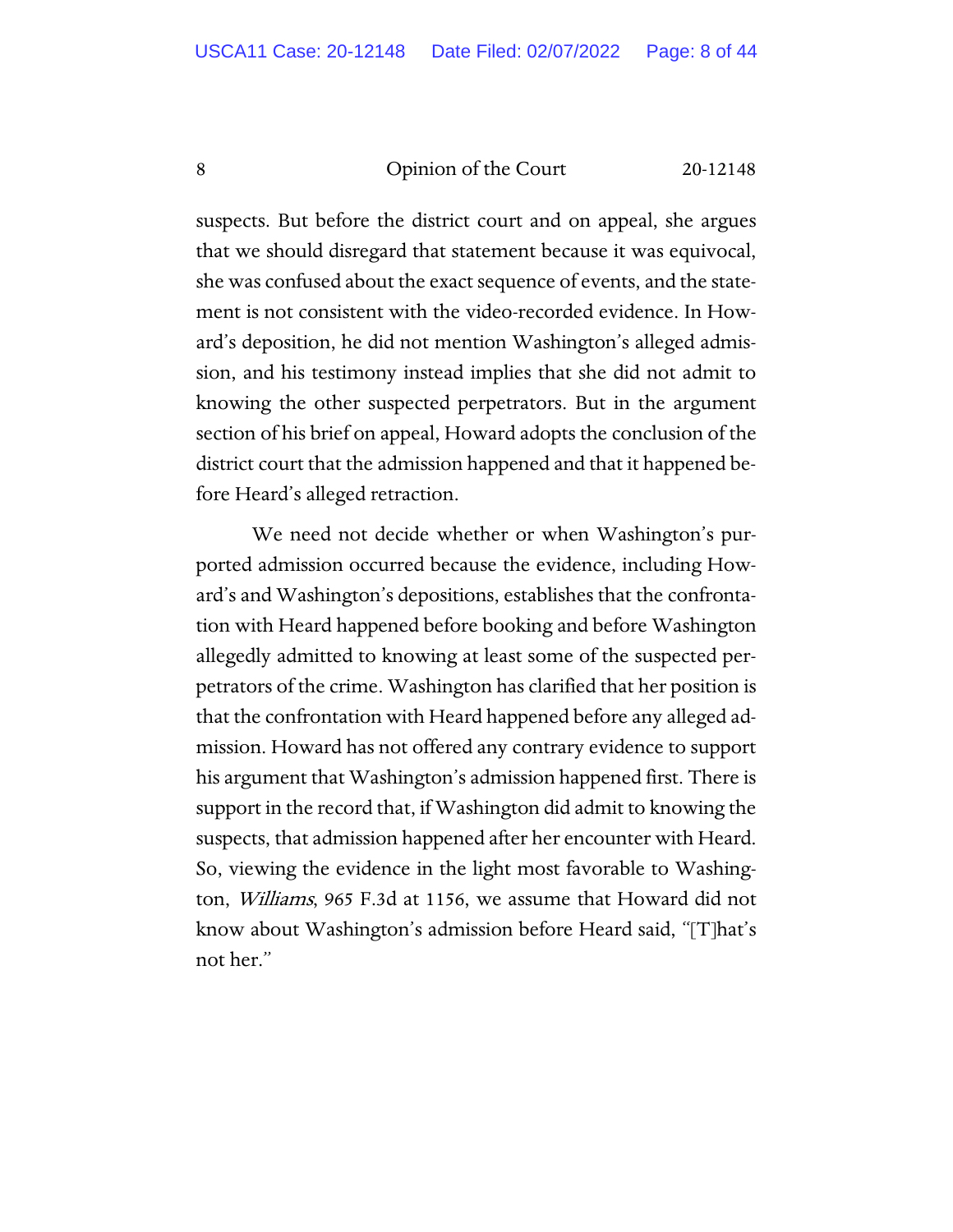suspects. But before the district court and on appeal, she argues that we should disregard that statement because it was equivocal, she was confused about the exact sequence of events, and the statement is not consistent with the video-recorded evidence. In Howard's deposition, he did not mention Washington's alleged admission, and his testimony instead implies that she did not admit to knowing the other suspected perpetrators. But in the argument section of his brief on appeal, Howard adopts the conclusion of the district court that the admission happened and that it happened before Heard's alleged retraction.

We need not decide whether or when Washington's purported admission occurred because the evidence, including Howard's and Washington's depositions, establishes that the confrontation with Heard happened before booking and before Washington allegedly admitted to knowing at least some of the suspected perpetrators of the crime. Washington has clarified that her position is that the confrontation with Heard happened before any alleged admission. Howard has not offered any contrary evidence to support his argument that Washington's admission happened first. There is support in the record that, if Washington did admit to knowing the suspects, that admission happened after her encounter with Heard. So, viewing the evidence in the light most favorable to Washington, *Williams*, 965 F.3d at 1156, we assume that Howard did not know about Washington's admission before Heard said, "[T]hat's not her."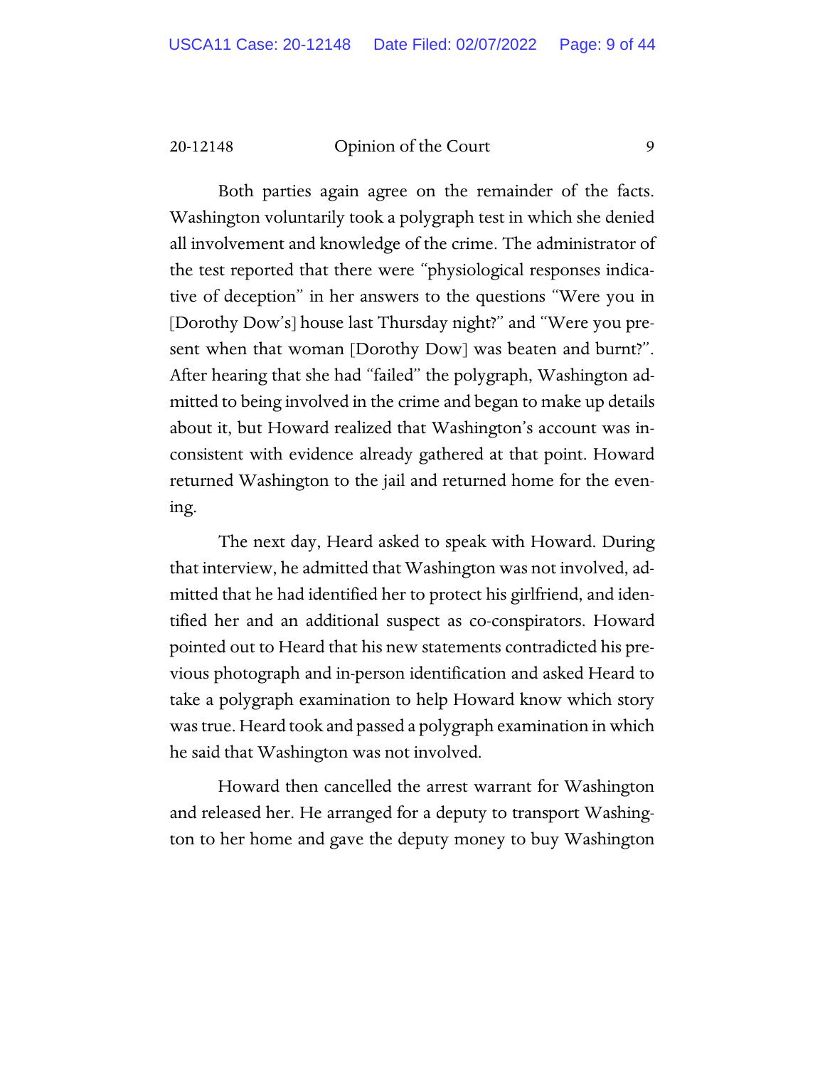Both parties again agree on the remainder of the facts. Washington voluntarily took a polygraph test in which she denied all involvement and knowledge of the crime. The administrator of the test reported that there were "physiological responses indicative of deception" in her answers to the questions "Were you in [Dorothy Dow's] house last Thursday night?" and "Were you present when that woman [Dorothy Dow] was beaten and burnt?". After hearing that she had "failed" the polygraph, Washington admitted to being involved in the crime and began to make up details about it, but Howard realized that Washington's account was inconsistent with evidence already gathered at that point. Howard returned Washington to the jail and returned home for the evening.

The next day, Heard asked to speak with Howard. During that interview, he admitted that Washington was not involved, admitted that he had identified her to protect his girlfriend, and identified her and an additional suspect as co-conspirators. Howard pointed out to Heard that his new statements contradicted his previous photograph and in-person identification and asked Heard to take a polygraph examination to help Howard know which story was true. Heard took and passed a polygraph examination in which he said that Washington was not involved.

Howard then cancelled the arrest warrant for Washington and released her. He arranged for a deputy to transport Washington to her home and gave the deputy money to buy Washington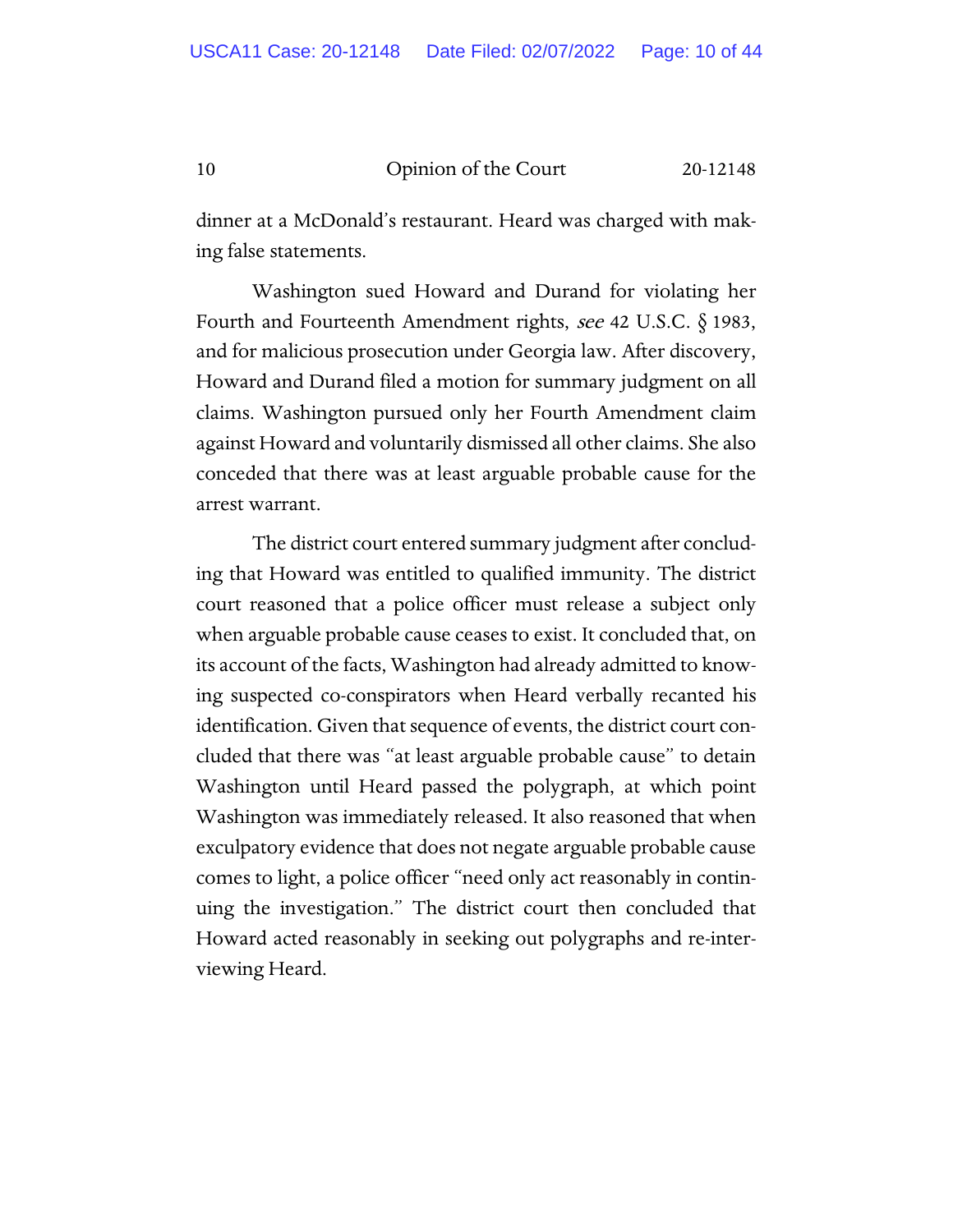dinner at a McDonald's restaurant. Heard was charged with making false statements.

Washington sued Howard and Durand for violating her Fourth and Fourteenth Amendment rights, *see* 42 U.S.C. § 1983, and for malicious prosecution under Georgia law. After discovery, Howard and Durand filed a motion for summary judgment on all claims. Washington pursued only her Fourth Amendment claim against Howard and voluntarily dismissed all other claims. She also conceded that there was at least arguable probable cause for the arrest warrant.

The district court entered summary judgment after concluding that Howard was entitled to qualified immunity. The district court reasoned that a police officer must release a subject only when arguable probable cause ceases to exist. It concluded that, on its account of the facts, Washington had already admitted to knowing suspected co-conspirators when Heard verbally recanted his identification. Given that sequence of events, the district court concluded that there was "at least arguable probable cause" to detain Washington until Heard passed the polygraph, at which point Washington was immediately released. It also reasoned that when exculpatory evidence that does not negate arguable probable cause comes to light, a police officer "need only act reasonably in continuing the investigation." The district court then concluded that Howard acted reasonably in seeking out polygraphs and re-interviewing Heard.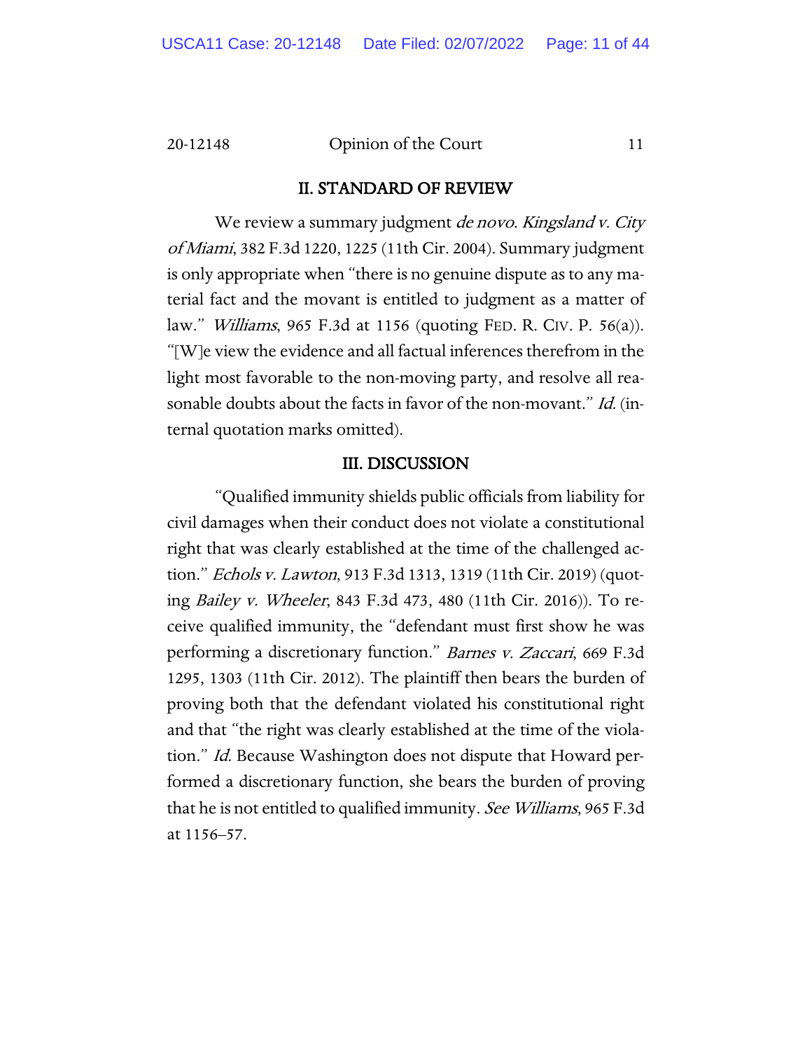## II. STANDARD OF REVIEW

We review a summary judgment *de novo*. *Kingsland v. City of Miami*, 382 F.3d 1220, 1225 (11th Cir. 2004). Summary judgment is only appropriate when "there is no genuine dispute as to any material fact and the movant is entitled to judgment as a matter of law." *Williams*, 965 F.3d at 1156 (quoting FED. R. CIV. P. 56(a)). "[W]e view the evidence and all factual inferences therefrom in the light most favorable to the non-moving party, and resolve all reasonable doubts about the facts in favor of the non-movant." *Id.* (internal quotation marks omitted).

## III. DISCUSSION

"Qualified immunity shields public officials from liability for civil damages when their conduct does not violate a constitutional right that was clearly established at the time of the challenged action." *Echols v. Lawton*, 913 F.3d 1313, 1319 (11th Cir. 2019) (quoting *Bailey v. Wheeler*, 843 F.3d 473, 480 (11th Cir. 2016)). To receive qualified immunity, the "defendant must first show he was performing a discretionary function." *Barnes v. Zaccari*, 669 F.3d 1295, 1303 (11th Cir. 2012). The plaintiff then bears the burden of proving both that the defendant violated his constitutional right and that "the right was clearly established at the time of the violation." *Id.* Because Washington does not dispute that Howard performed a discretionary function, she bears the burden of proving that he is not entitled to qualified immunity. *See Williams*, 965 F.3d at 1156–57.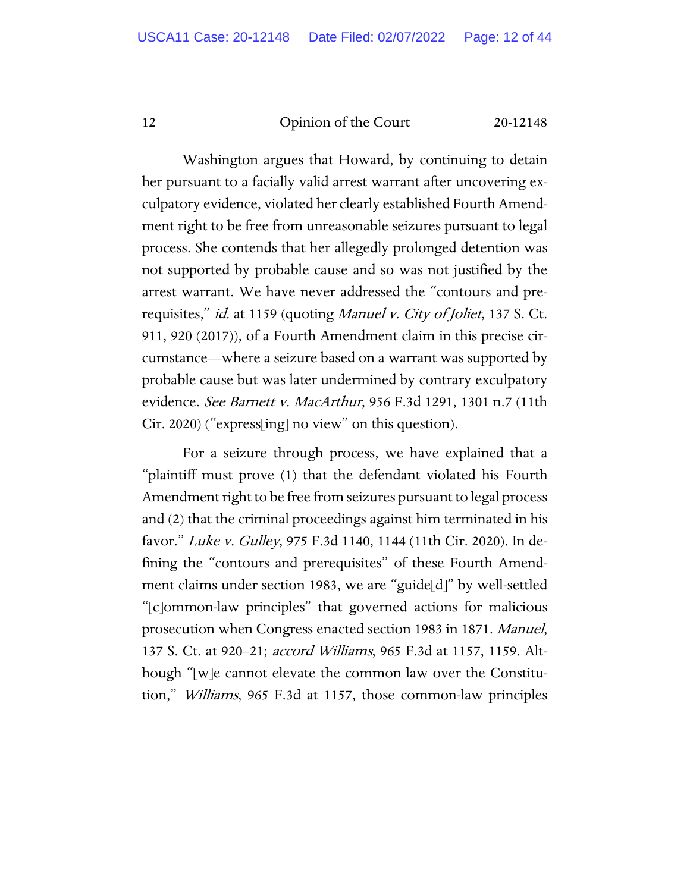Washington argues that Howard, by continuing to detain her pursuant to a facially valid arrest warrant after uncovering exculpatory evidence, violated her clearly established Fourth Amendment right to be free from unreasonable seizures pursuant to legal process. She contends that her allegedly prolonged detention was not supported by probable cause and so was not justified by the arrest warrant. We have never addressed the "contours and prerequisites," *id.* at 1159 (quoting *Manuel v. City of Joliet*, 137 S. Ct. 911, 920 (2017)), of a Fourth Amendment claim in this precise circumstance—where a seizure based on a warrant was supported by probable cause but was later undermined by contrary exculpatory evidence. *See Barnett v. MacArthur*, 956 F.3d 1291, 1301 n.7 (11th Cir. 2020) ("express[ing] no view" on this question).

For a seizure through process, we have explained that a "plaintiff must prove (1) that the defendant violated his Fourth Amendment right to be free from seizures pursuant to legal process and (2) that the criminal proceedings against him terminated in his favor." *Luke v. Gulley*, 975 F.3d 1140, 1144 (11th Cir. 2020). In defining the "contours and prerequisites" of these Fourth Amendment claims under section 1983, we are "guide[d]" by well-settled "[c]ommon-law principles" that governed actions for malicious prosecution when Congress enacted section 1983 in 1871. *Manuel*, 137 S. Ct. at 920–21; *accord Williams*, 965 F.3d at 1157, 1159. Although "[w]e cannot elevate the common law over the Constitution," *Williams*, 965 F.3d at 1157, those common-law principles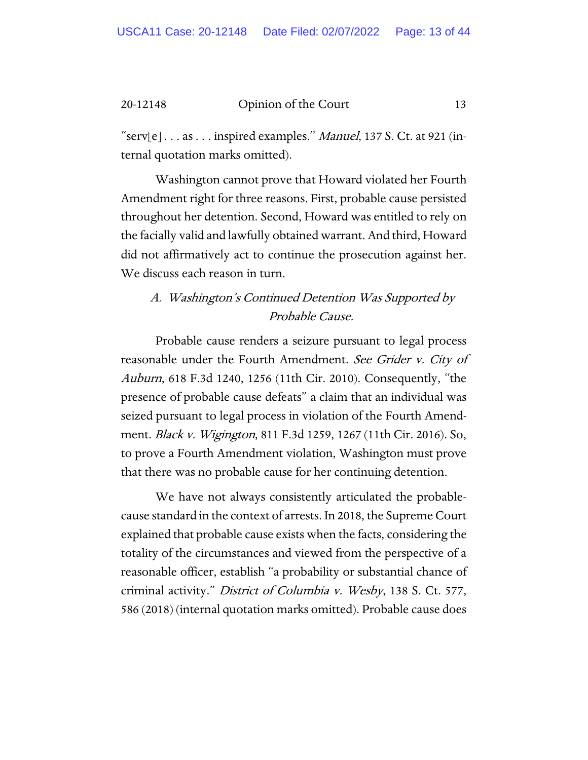"serv[e] . . . as . . . inspired examples." *Manuel*, 137 S. Ct. at 921 (internal quotation marks omitted).

Washington cannot prove that Howard violated her Fourth Amendment right for three reasons. First, probable cause persisted throughout her detention. Second, Howard was entitled to rely on the facially valid and lawfully obtained warrant. And third, Howard did not affirmatively act to continue the prosecution against her. We discuss each reason in turn.

### *A. Washington's Continued Detention Was Supported by Probable Cause.*

Probable cause renders a seizure pursuant to legal process reasonable under the Fourth Amendment. *See Grider v. City of Auburn*, 618 F.3d 1240, 1256 (11th Cir. 2010). Consequently, "the presence of probable cause defeats" a claim that an individual was seized pursuant to legal process in violation of the Fourth Amendment. *Black v. Wigington*, 811 F.3d 1259, 1267 (11th Cir. 2016). So, to prove a Fourth Amendment violation, Washington must prove that there was no probable cause for her continuing detention.

We have not always consistently articulated the probable-cause standard in the context of arrests. In 2018, the Supreme Court explained that probable cause exists when the facts, considering the totality of the circumstances and viewed from the perspective of a reasonable officer, establish "a probability or substantial chance of criminal activity." *District of Columbia v. Wesby*, 138 S. Ct. 577, 586 (2018) (internal quotation marks omitted). Probable cause does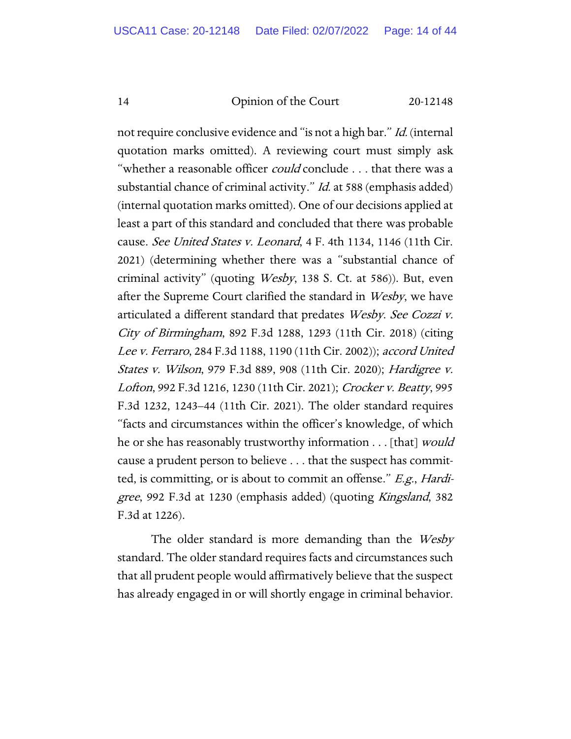not require conclusive evidence and "is not a high bar." *Id.* (internal quotation marks omitted). A reviewing court must simply ask "whether a reasonable officer *could* conclude . . . that there was a substantial chance of criminal activity." *Id.* at 588 (emphasis added) (internal quotation marks omitted). One of our decisions applied at least a part of this standard and concluded that there was probable cause. *See United States v. Leonard*, 4 F. 4th 1134, 1146 (11th Cir. 2021) (determining whether there was a "substantial chance of criminal activity" (quoting *Wesby*, 138 S. Ct. at 586)). But, even after the Supreme Court clarified the standard in *Wesby*, we have articulated a different standard that predates *Wesby*. *See Cozzi v. City of Birmingham*, 892 F.3d 1288, 1293 (11th Cir. 2018) (citing *Lee v. Ferraro*, 284 F.3d 1188, 1190 (11th Cir. 2002)); *accord United States v. Wilson*, 979 F.3d 889, 908 (11th Cir. 2020); *Hardigree v. Lofton*, 992 F.3d 1216, 1230 (11th Cir. 2021); *Crocker v. Beatty*, 995 F.3d 1232, 1243–44 (11th Cir. 2021). The older standard requires "facts and circumstances within the officer's knowledge, of which he or she has reasonably trustworthy information . . . [that] *would* cause a prudent person to believe . . . that the suspect has committed, is committing, or is about to commit an offense." *E.g.*, *Hardigree*, 992 F.3d at 1230 (emphasis added) (quoting *Kingsland*, 382 F.3d at 1226).

The older standard is more demanding than the *Wesby* standard. The older standard requires facts and circumstances such that all prudent people would affirmatively believe that the suspect has already engaged in or will shortly engage in criminal behavior.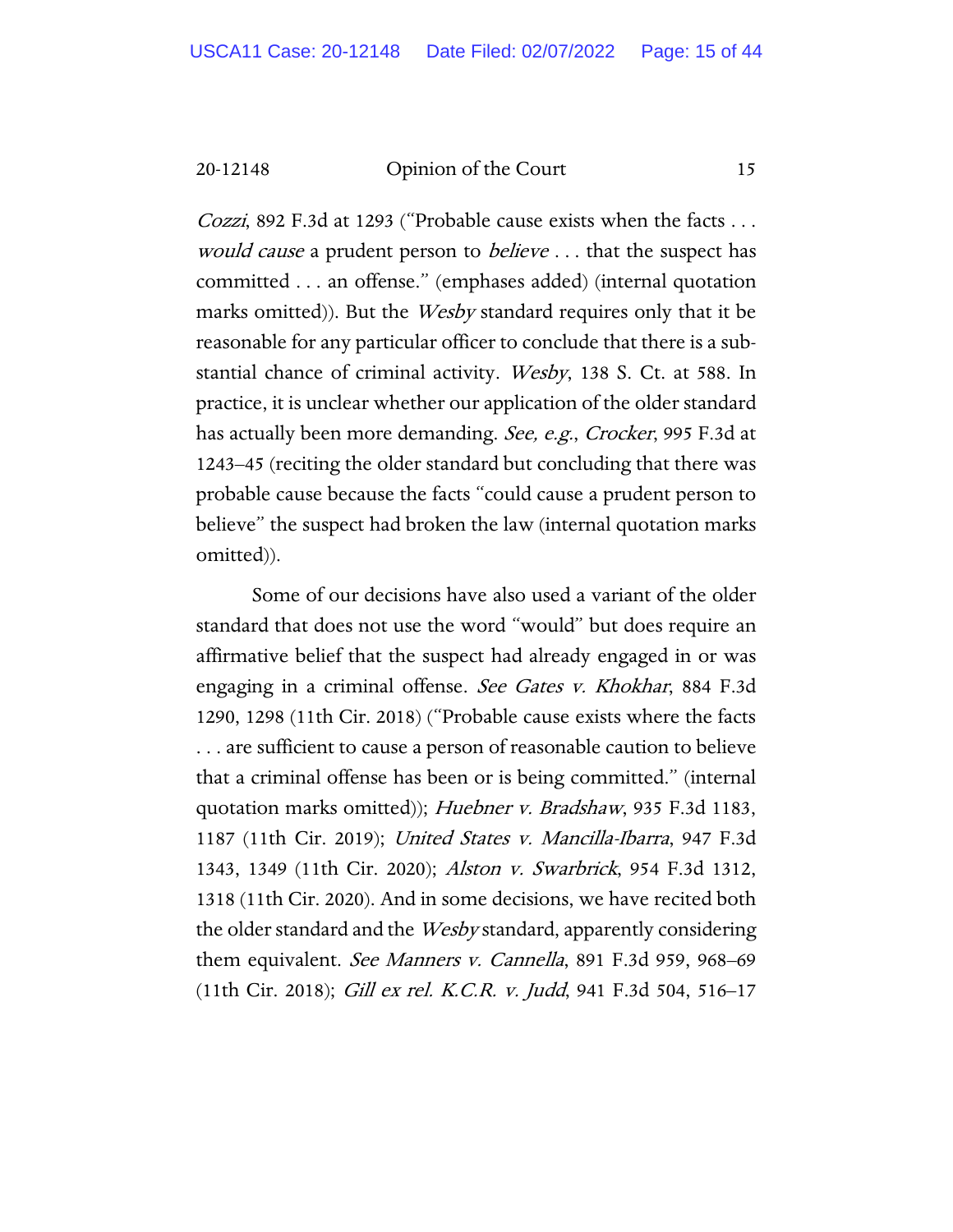*Cozzi*, 892 F.3d at 1293 ("Probable cause exists when the facts . . . *would cause* a prudent person to *believe* . . . that the suspect has committed . . . an offense." (emphases added) (internal quotation marks omitted)). But the *Wesby* standard requires only that it be reasonable for any particular officer to conclude that there is a substantial chance of criminal activity. *Wesby*, 138 S. Ct. at 588. In practice, it is unclear whether our application of the older standard has actually been more demanding. *See, e.g.*, *Crocker*, 995 F.3d at 1243–45 (reciting the older standard but concluding that there was probable cause because the facts "could cause a prudent person to believe" the suspect had broken the law (internal quotation marks omitted)).

Some of our decisions have also used a variant of the older standard that does not use the word "would" but does require an affirmative belief that the suspect had already engaged in or was engaging in a criminal offense. *See Gates v. Khokhar*, 884 F.3d 1290, 1298 (11th Cir. 2018) ("Probable cause exists where the facts . . . are sufficient to cause a person of reasonable caution to believe that a criminal offense has been or is being committed." (internal quotation marks omitted)); *Huebner v. Bradshaw*, 935 F.3d 1183, 1187 (11th Cir. 2019); *United States v. Mancilla-Ibarra*, 947 F.3d 1343, 1349 (11th Cir. 2020); *Alston v. Swarbrick*, 954 F.3d 1312, 1318 (11th Cir. 2020). And in some decisions, we have recited both the older standard and the *Wesby* standard, apparently considering them equivalent. *See Manners v. Cannella*, 891 F.3d 959, 968–69 (11th Cir. 2018); *Gill ex rel. K.C.R. v. Judd*, 941 F.3d 504, 516–17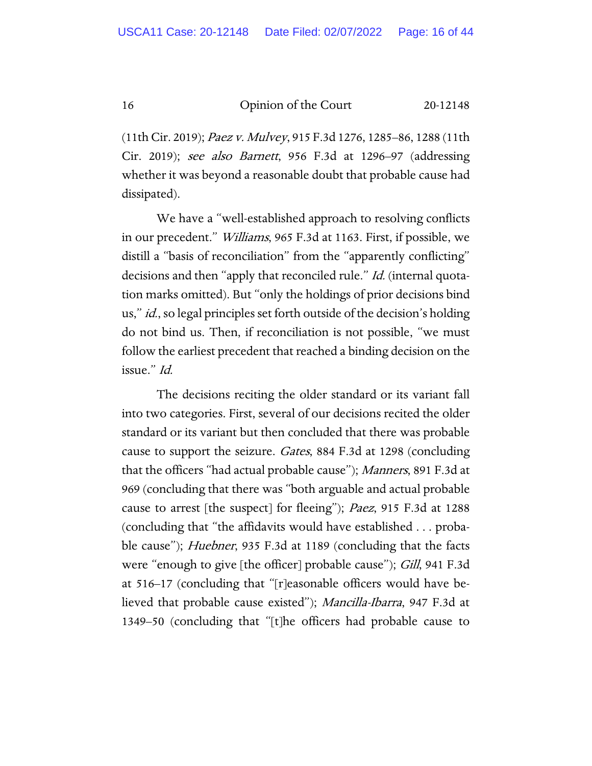(11th Cir. 2019); *Paez v. Mulvey*, 915 F.3d 1276, 1285–86, 1288 (11th Cir. 2019); *see also Barnett*, 956 F.3d at 1296–97 (addressing whether it was beyond a reasonable doubt that probable cause had dissipated).

We have a "well-established approach to resolving conflicts in our precedent." *Williams*, 965 F.3d at 1163. First, if possible, we distill a "basis of reconciliation" from the "apparently conflicting" decisions and then "apply that reconciled rule." *Id.* (internal quotation marks omitted). But "only the holdings of prior decisions bind us," *id.*, so legal principles set forth outside of the decision's holding do not bind us. Then, if reconciliation is not possible, "we must follow the earliest precedent that reached a binding decision on the issue." *Id.*

The decisions reciting the older standard or its variant fall into two categories. First, several of our decisions recited the older standard or its variant but then concluded that there was probable cause to support the seizure. *Gates*, 884 F.3d at 1298 (concluding that the officers "had actual probable cause"); *Manners*, 891 F.3d at 969 (concluding that there was "both arguable and actual probable cause to arrest [the suspect] for fleeing"); *Paez*, 915 F.3d at 1288 (concluding that "the affidavits would have established . . . probable cause"); *Huebner*, 935 F.3d at 1189 (concluding that the facts were "enough to give [the officer] probable cause"); *Gill*, 941 F.3d at 516–17 (concluding that "[r]easonable officers would have believed that probable cause existed"); *Mancilla-Ibarra*, 947 F.3d at 1349–50 (concluding that "[t]he officers had probable cause to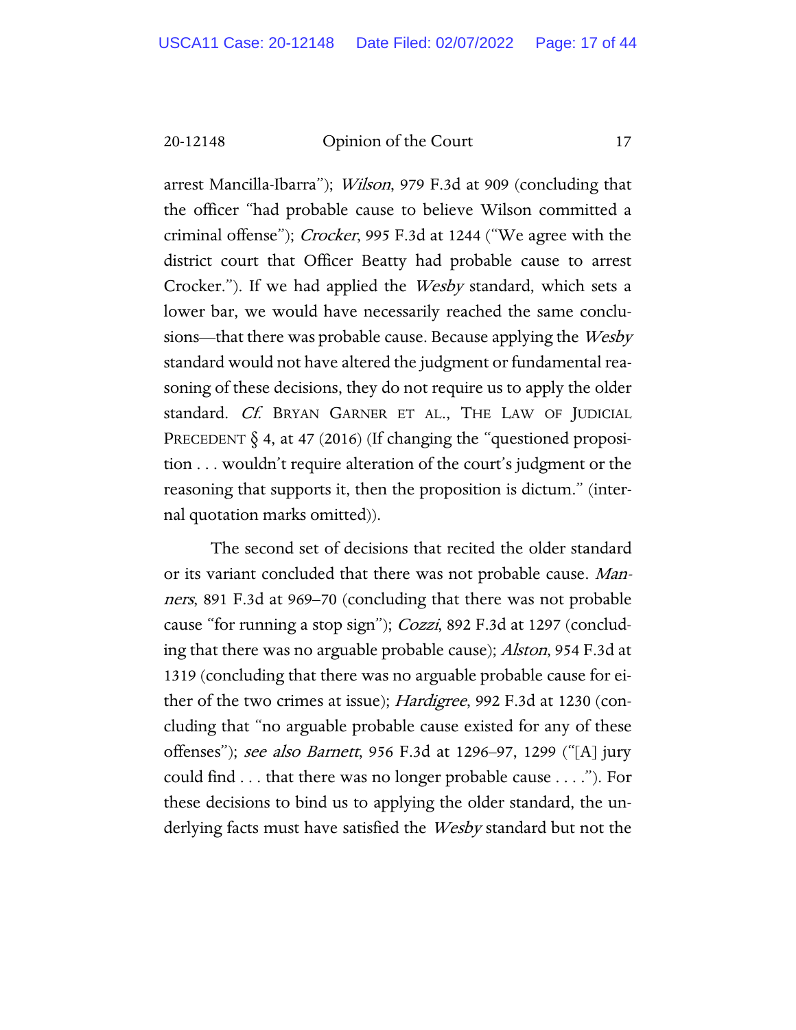arrest Mancilla-Ibarra"); *Wilson*, 979 F.3d at 909 (concluding that the officer "had probable cause to believe Wilson committed a criminal offense"); *Crocker*, 995 F.3d at 1244 ("We agree with the district court that Officer Beatty had probable cause to arrest Crocker."). If we had applied the *Wesby* standard, which sets a lower bar, we would have necessarily reached the same conclusions—that there was probable cause. Because applying the *Wesby* standard would not have altered the judgment or fundamental reasoning of these decisions, they do not require us to apply the older standard. *Cf.* BRYAN GARNER ET AL., THE LAW OF JUDICIAL PRECEDENT § 4, at 47 (2016) (If changing the "questioned proposition . . . wouldn't require alteration of the court's judgment or the reasoning that supports it, then the proposition is dictum." (internal quotation marks omitted)).

The second set of decisions that recited the older standard or its variant concluded that there was not probable cause. *Manners*, 891 F.3d at 969–70 (concluding that there was not probable cause "for running a stop sign"); *Cozzi*, 892 F.3d at 1297 (concluding that there was no arguable probable cause); *Alston*, 954 F.3d at 1319 (concluding that there was no arguable probable cause for either of the two crimes at issue); *Hardigree*, 992 F.3d at 1230 (concluding that "no arguable probable cause existed for any of these offenses"); *see also Barnett*, 956 F.3d at 1296–97, 1299 ("[A] jury could find . . . that there was no longer probable cause . . . ."). For these decisions to bind us to applying the older standard, the underlying facts must have satisfied the *Wesby* standard but not the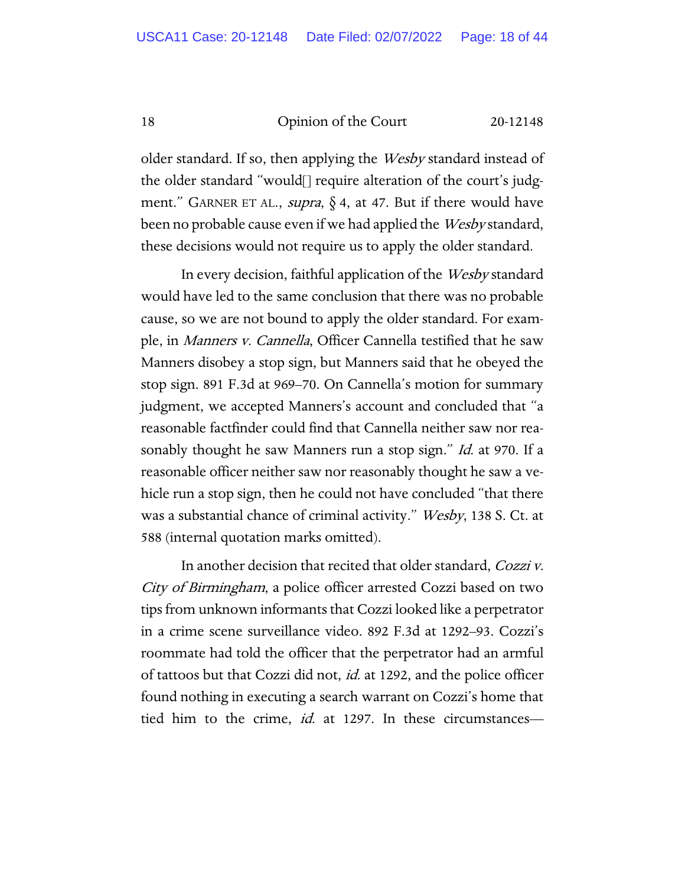older standard. If so, then applying the *Wesby* standard instead of the older standard "would[] require alteration of the court's judgment." GARNER ET AL., *supra*, § 4, at 47. But if there would have been no probable cause even if we had applied the *Wesby* standard, these decisions would not require us to apply the older standard.

In every decision, faithful application of the *Wesby* standard would have led to the same conclusion that there was no probable cause, so we are not bound to apply the older standard. For example, in *Manners v. Cannella*, Officer Cannella testified that he saw Manners disobey a stop sign, but Manners said that he obeyed the stop sign. 891 F.3d at 969–70. On Cannella's motion for summary judgment, we accepted Manners's account and concluded that "a reasonable factfinder could find that Cannella neither saw nor reasonably thought he saw Manners run a stop sign." *Id.* at 970. If a reasonable officer neither saw nor reasonably thought he saw a vehicle run a stop sign, then he could not have concluded "that there was a substantial chance of criminal activity." *Wesby*, 138 S. Ct. at 588 (internal quotation marks omitted).

In another decision that recited that older standard, *Cozzi v. City of Birmingham*, a police officer arrested Cozzi based on two tips from unknown informants that Cozzi looked like a perpetrator in a crime scene surveillance video. 892 F.3d at 1292–93. Cozzi's roommate had told the officer that the perpetrator had an armful of tattoos but that Cozzi did not, *id.* at 1292, and the police officer found nothing in executing a search warrant on Cozzi's home that tied him to the crime, *id.* at 1297. In these circumstances—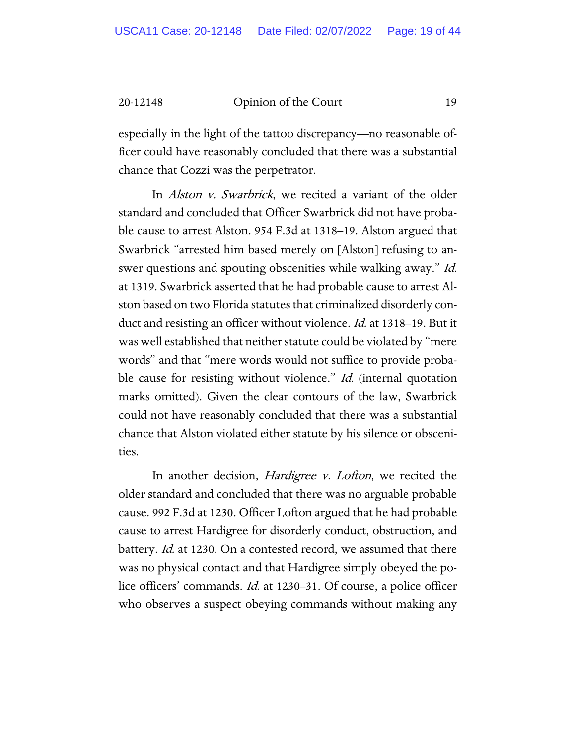especially in the light of the tattoo discrepancy—no reasonable officer could have reasonably concluded that there was a substantial chance that Cozzi was the perpetrator.

In *Alston v. Swarbrick*, we recited a variant of the older standard and concluded that Officer Swarbrick did not have probable cause to arrest Alston. 954 F.3d at 1318–19. Alston argued that Swarbrick "arrested him based merely on [Alston] refusing to answer questions and spouting obscenities while walking away." *Id.* at 1319. Swarbrick asserted that he had probable cause to arrest Alston based on two Florida statutes that criminalized disorderly conduct and resisting an officer without violence. *Id.* at 1318–19. But it was well established that neither statute could be violated by "mere words" and that "mere words would not suffice to provide probable cause for resisting without violence." *Id.* (internal quotation marks omitted). Given the clear contours of the law, Swarbrick could not have reasonably concluded that there was a substantial chance that Alston violated either statute by his silence or obscenities.

In another decision, *Hardigree v. Lofton*, we recited the older standard and concluded that there was no arguable probable cause. 992 F.3d at 1230. Officer Lofton argued that he had probable cause to arrest Hardigree for disorderly conduct, obstruction, and battery. *Id.* at 1230. On a contested record, we assumed that there was no physical contact and that Hardigree simply obeyed the police officers' commands. *Id.* at 1230–31. Of course, a police officer who observes a suspect obeying commands without making any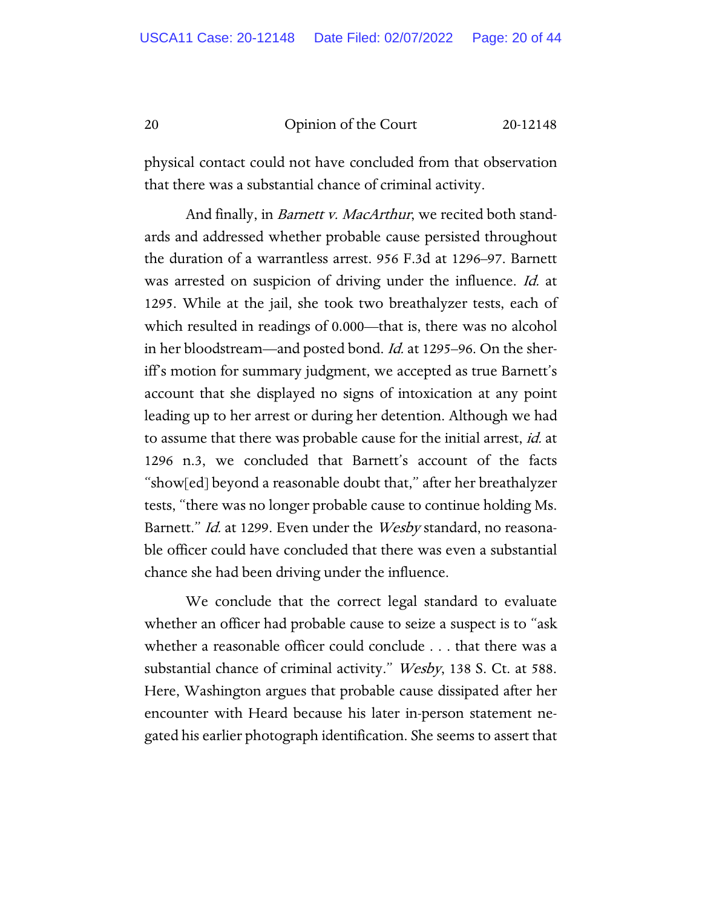physical contact could not have concluded from that observation that there was a substantial chance of criminal activity.

And finally, in *Barnett v. MacArthur*, we recited both standards and addressed whether probable cause persisted throughout the duration of a warrantless arrest. 956 F.3d at 1296–97. Barnett was arrested on suspicion of driving under the influence. *Id.* at 1295. While at the jail, she took two breathalyzer tests, each of which resulted in readings of 0.000—that is, there was no alcohol in her bloodstream—and posted bond. *Id.* at 1295–96. On the sheriff's motion for summary judgment, we accepted as true Barnett's account that she displayed no signs of intoxication at any point leading up to her arrest or during her detention. Although we had to assume that there was probable cause for the initial arrest, *id.* at 1296 n.3, we concluded that Barnett's account of the facts "show[ed] beyond a reasonable doubt that," after her breathalyzer tests, "there was no longer probable cause to continue holding Ms. Barnett." *Id.* at 1299. Even under the *Wesby* standard, no reasonable officer could have concluded that there was even a substantial chance she had been driving under the influence.

We conclude that the correct legal standard to evaluate whether an officer had probable cause to seize a suspect is to "ask whether a reasonable officer could conclude . . . that there was a substantial chance of criminal activity." *Wesby*, 138 S. Ct. at 588. Here, Washington argues that probable cause dissipated after her encounter with Heard because his later in-person statement negated his earlier photograph identification. She seems to assert that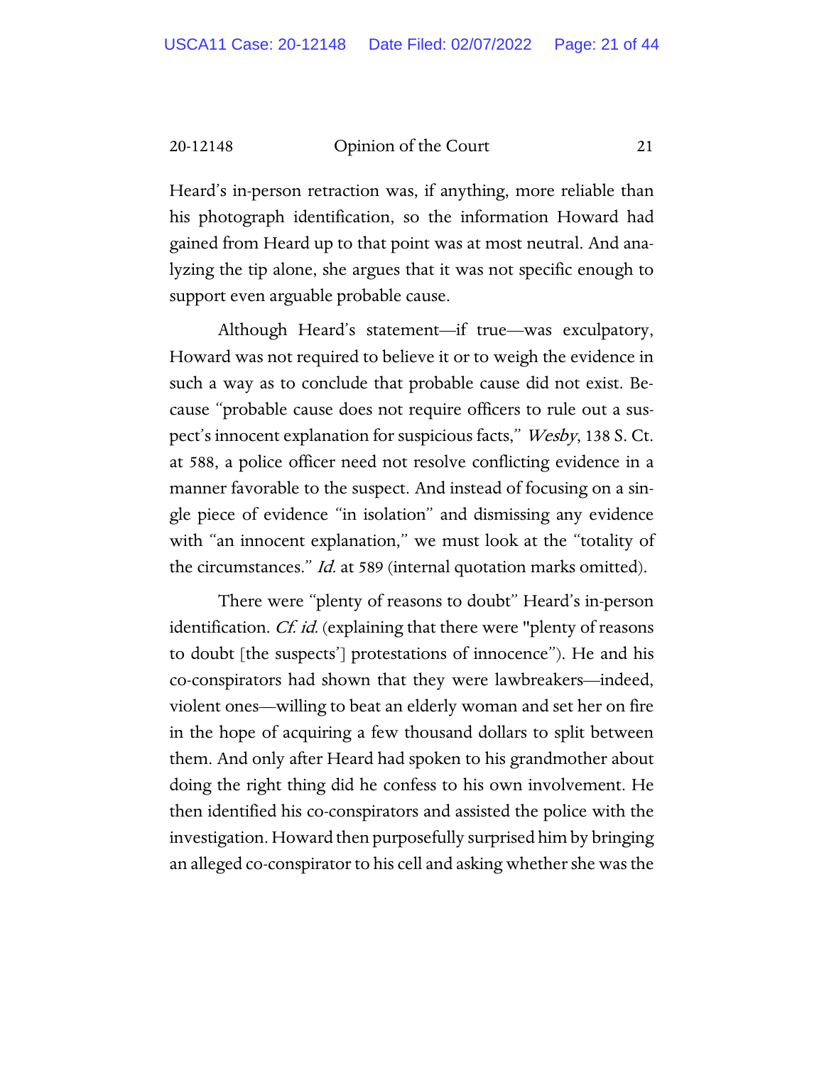Heard's in-person retraction was, if anything, more reliable than his photograph identification, so the information Howard had gained from Heard up to that point was at most neutral. And analyzing the tip alone, she argues that it was not specific enough to support even arguable probable cause.

Although Heard's statement—if true—was exculpatory, Howard was not required to believe it or to weigh the evidence in such a way as to conclude that probable cause did not exist. Because "probable cause does not require officers to rule out a suspect's innocent explanation for suspicious facts," *Wesby*, 138 S. Ct. at 588, a police officer need not resolve conflicting evidence in a manner favorable to the suspect. And instead of focusing on a single piece of evidence "in isolation" and dismissing any evidence with "an innocent explanation," we must look at the "totality of the circumstances." *Id.* at 589 (internal quotation marks omitted).

There were "plenty of reasons to doubt" Heard's in-person identification. *Cf. id.* (explaining that there were "plenty of reasons to doubt [the suspects'] protestations of innocence"). He and his co-conspirators had shown that they were lawbreakers—indeed, violent ones—willing to beat an elderly woman and set her on fire in the hope of acquiring a few thousand dollars to split between them. And only after Heard had spoken to his grandmother about doing the right thing did he confess to his own involvement. He then identified his co-conspirators and assisted the police with the investigation. Howard then purposefully surprised him by bringing an alleged co-conspirator to his cell and asking whether she was the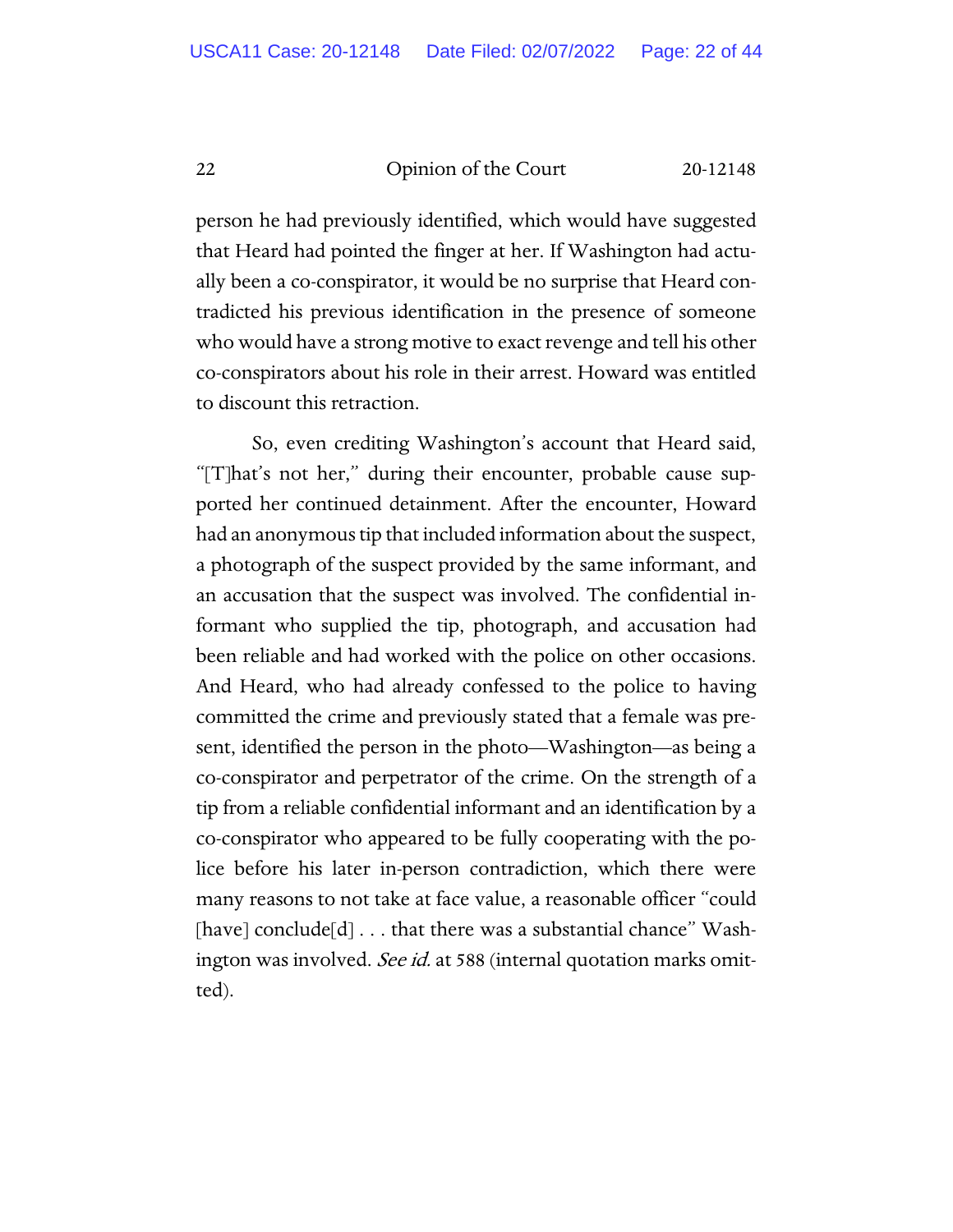person he had previously identified, which would have suggested that Heard had pointed the finger at her. If Washington had actually been a co-conspirator, it would be no surprise that Heard contradicted his previous identification in the presence of someone who would have a strong motive to exact revenge and tell his other co-conspirators about his role in their arrest. Howard was entitled to discount this retraction.

So, even crediting Washington's account that Heard said, "[T]hat's not her," during their encounter, probable cause supported her continued detainment. After the encounter, Howard had an anonymous tip that included information about the suspect, a photograph of the suspect provided by the same informant, and an accusation that the suspect was involved. The confidential informant who supplied the tip, photograph, and accusation had been reliable and had worked with the police on other occasions. And Heard, who had already confessed to the police to having committed the crime and previously stated that a female was present, identified the person in the photo—Washington—as being a co-conspirator and perpetrator of the crime. On the strength of a tip from a reliable confidential informant and an identification by a co-conspirator who appeared to be fully cooperating with the police before his later in-person contradiction, which there were many reasons to not take at face value, a reasonable officer "could [have] conclude[d] . . . that there was a substantial chance" Washington was involved. *See id.* at 588 (internal quotation marks omitted).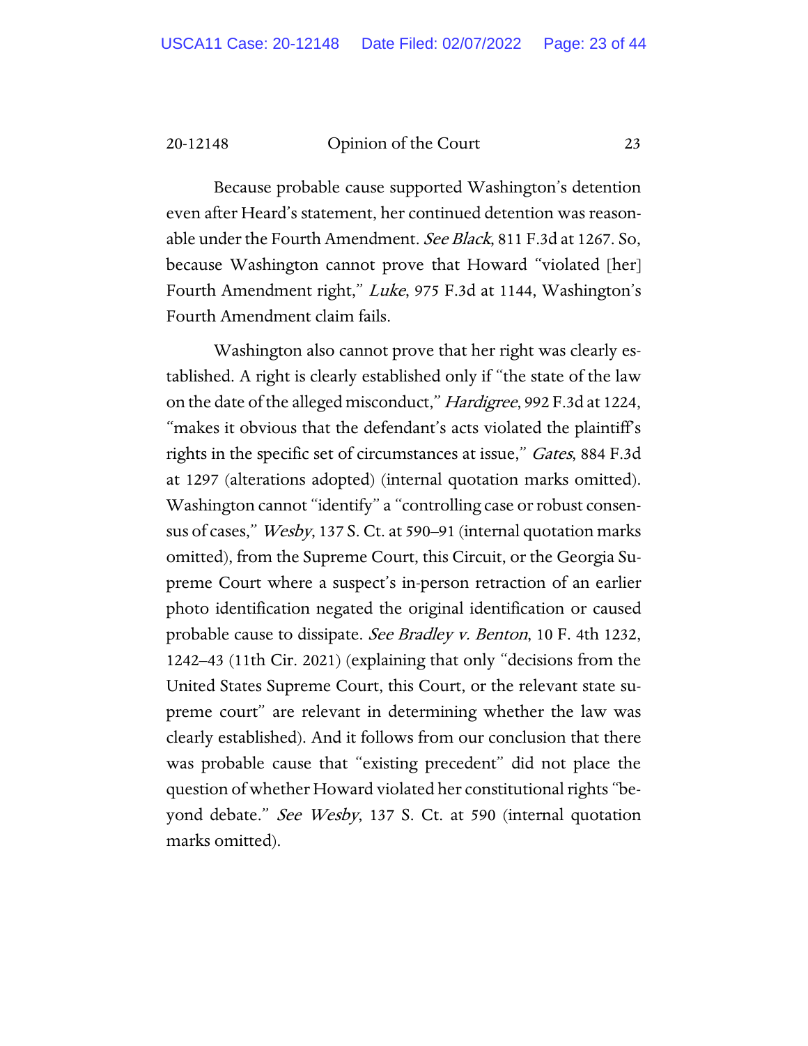Because probable cause supported Washington's detention even after Heard's statement, her continued detention was reasonable under the Fourth Amendment. *See Black*, 811 F.3d at 1267. So, because Washington cannot prove that Howard "violated [her] Fourth Amendment right," *Luke*, 975 F.3d at 1144, Washington's Fourth Amendment claim fails.

Washington also cannot prove that her right was clearly established. A right is clearly established only if "the state of the law on the date of the alleged misconduct," *Hardigree*, 992 F.3d at 1224, "makes it obvious that the defendant's acts violated the plaintiff's rights in the specific set of circumstances at issue," *Gates*, 884 F.3d at 1297 (alterations adopted) (internal quotation marks omitted). Washington cannot "identify" a "controlling case or robust consensus of cases," *Wesby*, 137 S. Ct. at 590–91 (internal quotation marks omitted), from the Supreme Court, this Circuit, or the Georgia Supreme Court where a suspect's in-person retraction of an earlier photo identification negated the original identification or caused probable cause to dissipate. *See Bradley v. Benton*, 10 F. 4th 1232, 1242–43 (11th Cir. 2021) (explaining that only "decisions from the United States Supreme Court, this Court, or the relevant state supreme court" are relevant in determining whether the law was clearly established). And it follows from our conclusion that there was probable cause that "existing precedent" did not place the question of whether Howard violated her constitutional rights "beyond debate." *See Wesby*, 137 S. Ct. at 590 (internal quotation marks omitted).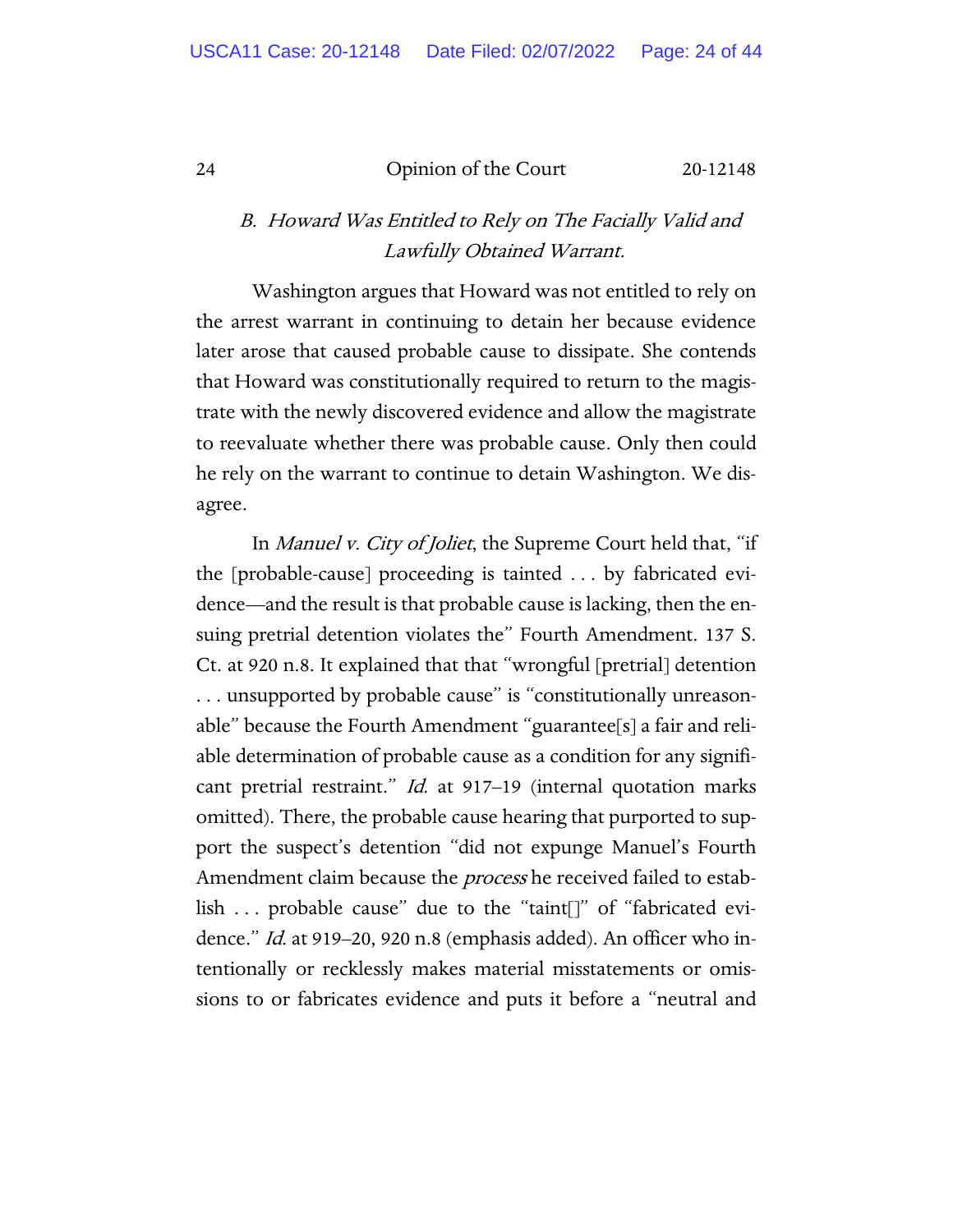### *B. Howard Was Entitled to Rely on The Facially Valid and Lawfully Obtained Warrant.*

Washington argues that Howard was not entitled to rely on the arrest warrant in continuing to detain her because evidence later arose that caused probable cause to dissipate. She contends that Howard was constitutionally required to return to the magistrate with the newly discovered evidence and allow the magistrate to reevaluate whether there was probable cause. Only then could he rely on the warrant to continue to detain Washington. We disagree.

In *Manuel v. City of Joliet*, the Supreme Court held that, "if the [probable-cause] proceeding is tainted . . . by fabricated evidence—and the result is that probable cause is lacking, then the ensuing pretrial detention violates the" Fourth Amendment. 137 S. Ct. at 920 n.8. It explained that that "wrongful [pretrial] detention . . . unsupported by probable cause" is "constitutionally unreasonable" because the Fourth Amendment "guarantee[s] a fair and reliable determination of probable cause as a condition for any significant pretrial restraint." *Id.* at 917–19 (internal quotation marks omitted). There, the probable cause hearing that purported to support the suspect's detention "did not expunge Manuel's Fourth Amendment claim because the *process* he received failed to establish . . . probable cause" due to the "taint[]" of "fabricated evidence." *Id.* at 919–20, 920 n.8 (emphasis added). An officer who intentionally or recklessly makes material misstatements or omissions to or fabricates evidence and puts it before a "neutral and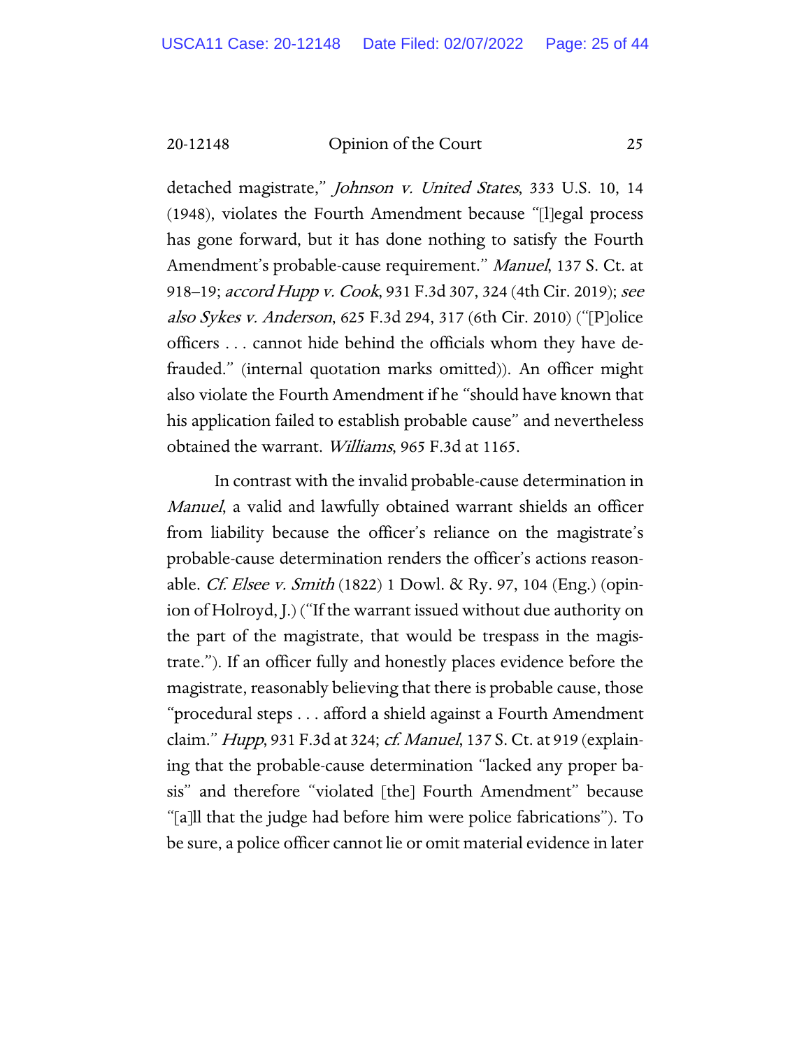detached magistrate," *Johnson v. United States*, 333 U.S. 10, 14 (1948), violates the Fourth Amendment because "[l]egal process has gone forward, but it has done nothing to satisfy the Fourth Amendment's probable-cause requirement." *Manuel*, 137 S. Ct. at 918–19; *accord Hupp v. Cook*, 931 F.3d 307, 324 (4th Cir. 2019); *see also Sykes v. Anderson*, 625 F.3d 294, 317 (6th Cir. 2010) ("[P]olice officers . . . cannot hide behind the officials whom they have defrauded." (internal quotation marks omitted)). An officer might also violate the Fourth Amendment if he "should have known that his application failed to establish probable cause" and nevertheless obtained the warrant. *Williams*, 965 F.3d at 1165.

In contrast with the invalid probable-cause determination in *Manuel*, a valid and lawfully obtained warrant shields an officer from liability because the officer's reliance on the magistrate's probable-cause determination renders the officer's actions reasonable. *Cf. Elsee v. Smith* (1822) 1 Dowl. & Ry. 97, 104 (Eng.) (opinion of Holroyd, J.) ("If the warrant issued without due authority on the part of the magistrate, that would be trespass in the magistrate."). If an officer fully and honestly places evidence before the magistrate, reasonably believing that there is probable cause, those "procedural steps . . . afford a shield against a Fourth Amendment claim." *Hupp*, 931 F.3d at 324; *cf. Manuel*, 137 S. Ct. at 919 (explaining that the probable-cause determination "lacked any proper basis" and therefore "violated [the] Fourth Amendment" because "[a]ll that the judge had before him were police fabrications"). To be sure, a police officer cannot lie or omit material evidence in later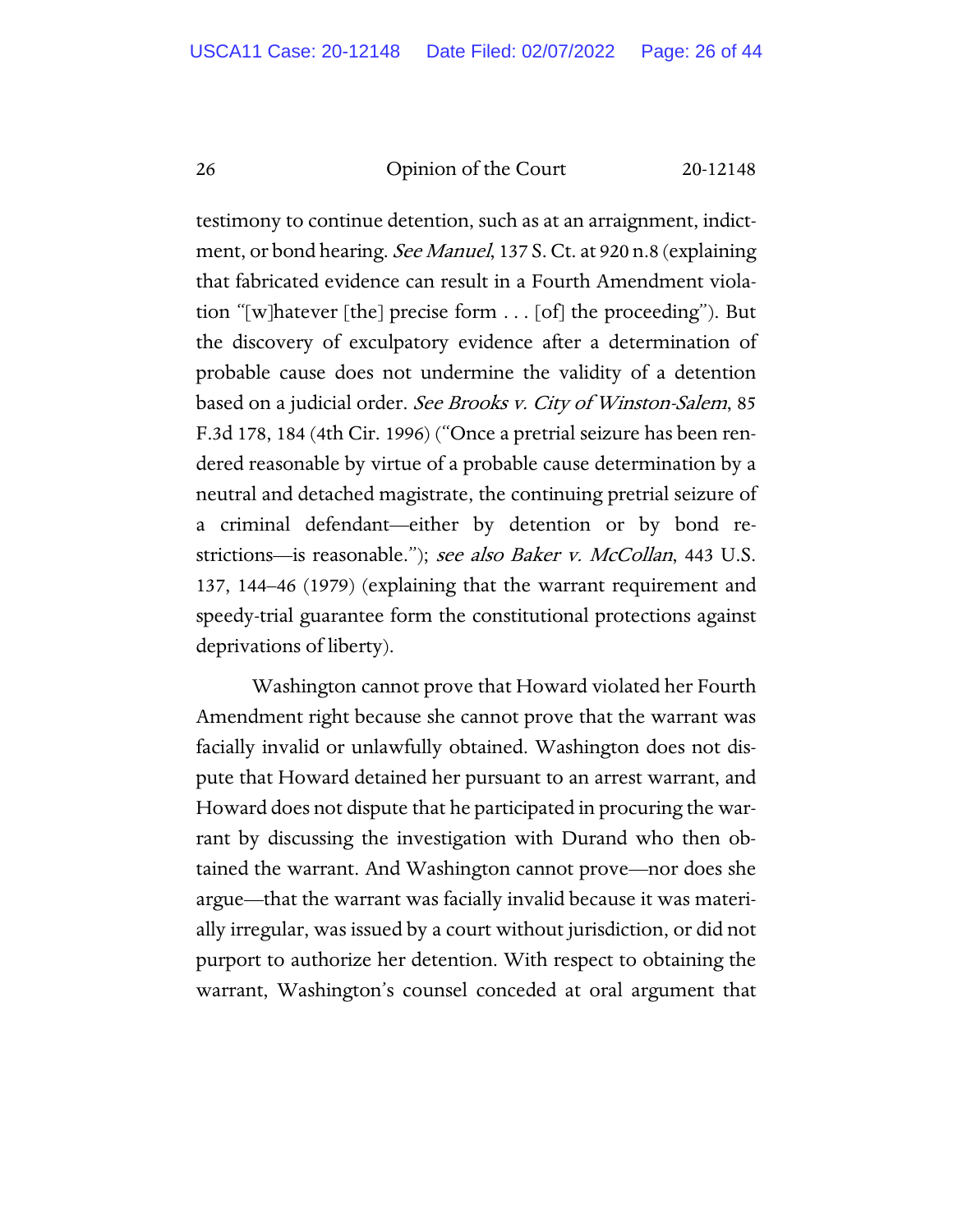testimony to continue detention, such as at an arraignment, indictment, or bond hearing. *See Manuel*, 137 S. Ct. at 920 n.8 (explaining that fabricated evidence can result in a Fourth Amendment violation "[w]hatever [the] precise form . . . [of] the proceeding"). But the discovery of exculpatory evidence after a determination of probable cause does not undermine the validity of a detention based on a judicial order. *See Brooks v. City of Winston-Salem*, 85 F.3d 178, 184 (4th Cir. 1996) ("Once a pretrial seizure has been rendered reasonable by virtue of a probable cause determination by a neutral and detached magistrate, the continuing pretrial seizure of a criminal defendant—either by detention or by bond restrictions—is reasonable."); *see also Baker v. McCollan*, 443 U.S. 137, 144–46 (1979) (explaining that the warrant requirement and speedy-trial guarantee form the constitutional protections against deprivations of liberty).

Washington cannot prove that Howard violated her Fourth Amendment right because she cannot prove that the warrant was facially invalid or unlawfully obtained. Washington does not dispute that Howard detained her pursuant to an arrest warrant, and Howard does not dispute that he participated in procuring the warrant by discussing the investigation with Durand who then obtained the warrant. And Washington cannot prove—nor does she argue—that the warrant was facially invalid because it was materially irregular, was issued by a court without jurisdiction, or did not purport to authorize her detention. With respect to obtaining the warrant, Washington's counsel conceded at oral argument that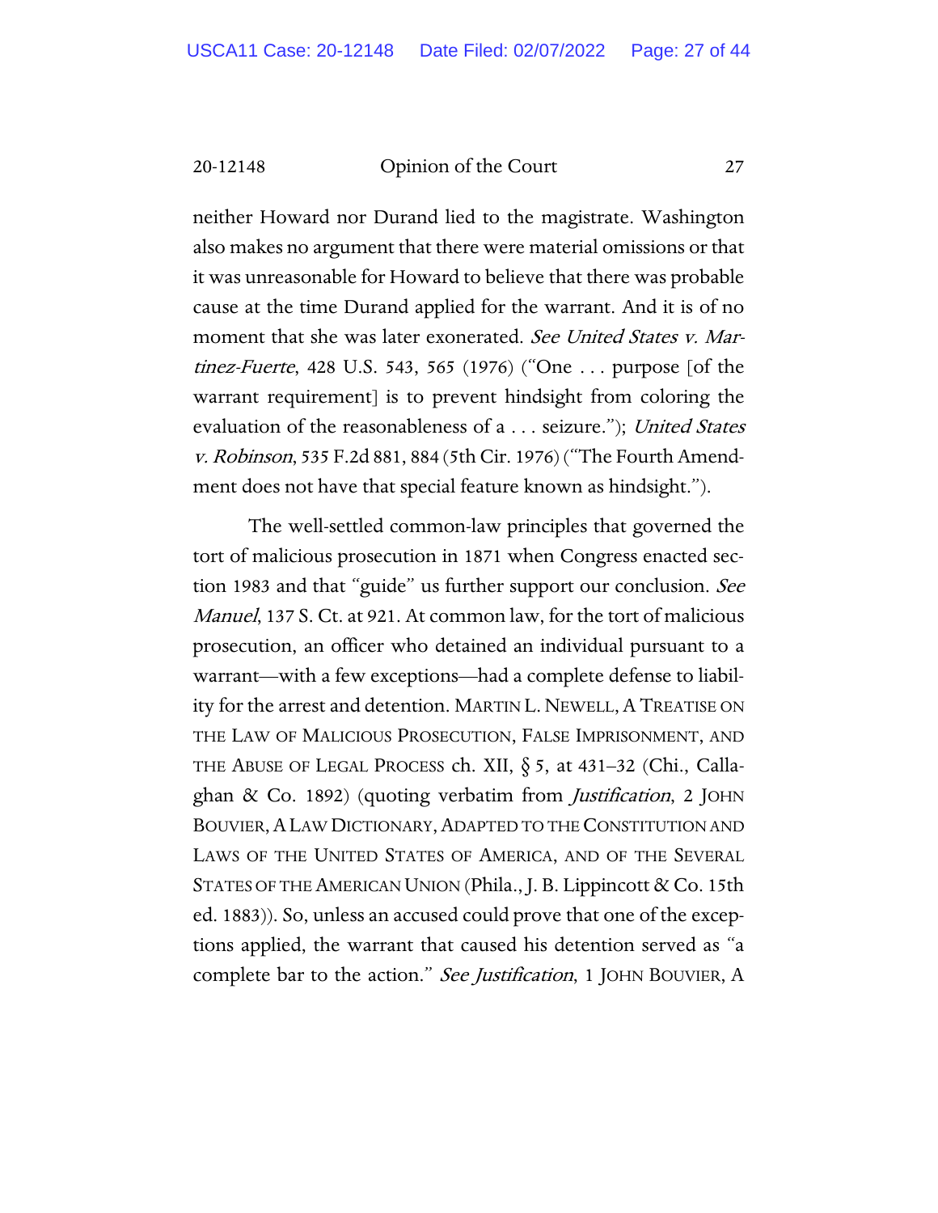neither Howard nor Durand lied to the magistrate. Washington also makes no argument that there were material omissions or that it was unreasonable for Howard to believe that there was probable cause at the time Durand applied for the warrant. And it is of no moment that she was later exonerated. *See United States v. Martinez-Fuerte*, 428 U.S. 543, 565 (1976) ("One . . . purpose [of the warrant requirement] is to prevent hindsight from coloring the evaluation of the reasonableness of a . . . seizure."); *United States v. Robinson*, 535 F.2d 881, 884 (5th Cir. 1976) ("The Fourth Amendment does not have that special feature known as hindsight.").

The well-settled common-law principles that governed the tort of malicious prosecution in 1871 when Congress enacted section 1983 and that "guide" us further support our conclusion. *See Manuel*, 137 S. Ct. at 921. At common law, for the tort of malicious prosecution, an officer who detained an individual pursuant to a warrant—with a few exceptions—had a complete defense to liability for the arrest and detention. MARTIN L. NEWELL, A TREATISE ON THE LAW OF MALICIOUS PROSECUTION, FALSE IMPRISONMENT, AND THE ABUSE OF LEGAL PROCESS ch. XII, § 5, at 431–32 (Chi., Callaghan & Co. 1892) (quoting verbatim from *Justification*, 2 JOHN BOUVIER, A LAW DICTIONARY, ADAPTED TO THE CONSTITUTION AND LAWS OF THE UNITED STATES OF AMERICA, AND OF THE SEVERAL STATES OF THE AMERICAN UNION (Phila., J. B. Lippincott & Co. 15th ed. 1883)). So, unless an accused could prove that one of the exceptions applied, the warrant that caused his detention served as "a complete bar to the action." *See Justification*, 1 JOHN BOUVIER, A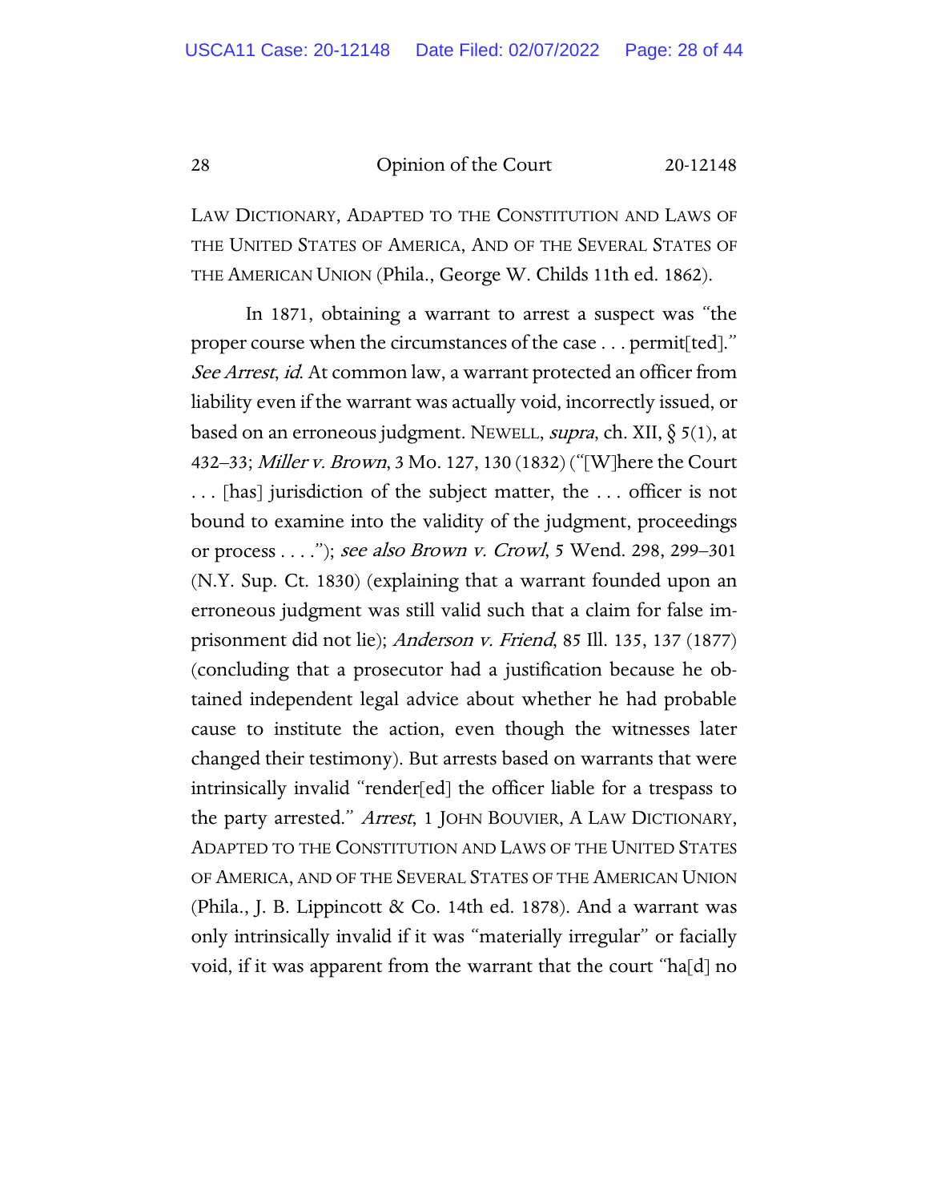LAW DICTIONARY, ADAPTED TO THE CONSTITUTION AND LAWS OF THE UNITED STATES OF AMERICA, AND OF THE SEVERAL STATES OF THE AMERICAN UNION (Phila., George W. Childs 11th ed. 1862).

In 1871, obtaining a warrant to arrest a suspect was "the proper course when the circumstances of the case . . . permit[ted]." *See Arrest*, *id.* At common law, a warrant protected an officer from liability even if the warrant was actually void, incorrectly issued, or based on an erroneous judgment. NEWELL, *supra*, ch. XII, § 5(1), at 432–33; *Miller v. Brown*, 3 Mo. 127, 130 (1832) ("[W]here the Court . . . [has] jurisdiction of the subject matter, the . . . officer is not bound to examine into the validity of the judgment, proceedings or process . . . ."); *see also Brown v. Crowl*, 5 Wend. 298, 299–301 (N.Y. Sup. Ct. 1830) (explaining that a warrant founded upon an erroneous judgment was still valid such that a claim for false imprisonment did not lie); *Anderson v. Friend*, 85 Ill. 135, 137 (1877) (concluding that a prosecutor had a justification because he obtained independent legal advice about whether he had probable cause to institute the action, even though the witnesses later changed their testimony). But arrests based on warrants that were intrinsically invalid "render[ed] the officer liable for a trespass to the party arrested." *Arrest*, 1 JOHN BOUVIER, A LAW DICTIONARY, ADAPTED TO THE CONSTITUTION AND LAWS OF THE UNITED STATES OF AMERICA, AND OF THE SEVERAL STATES OF THE AMERICAN UNION (Phila., J. B. Lippincott & Co. 14th ed. 1878). And a warrant was only intrinsically invalid if it was "materially irregular" or facially void, if it was apparent from the warrant that the court "ha[d] no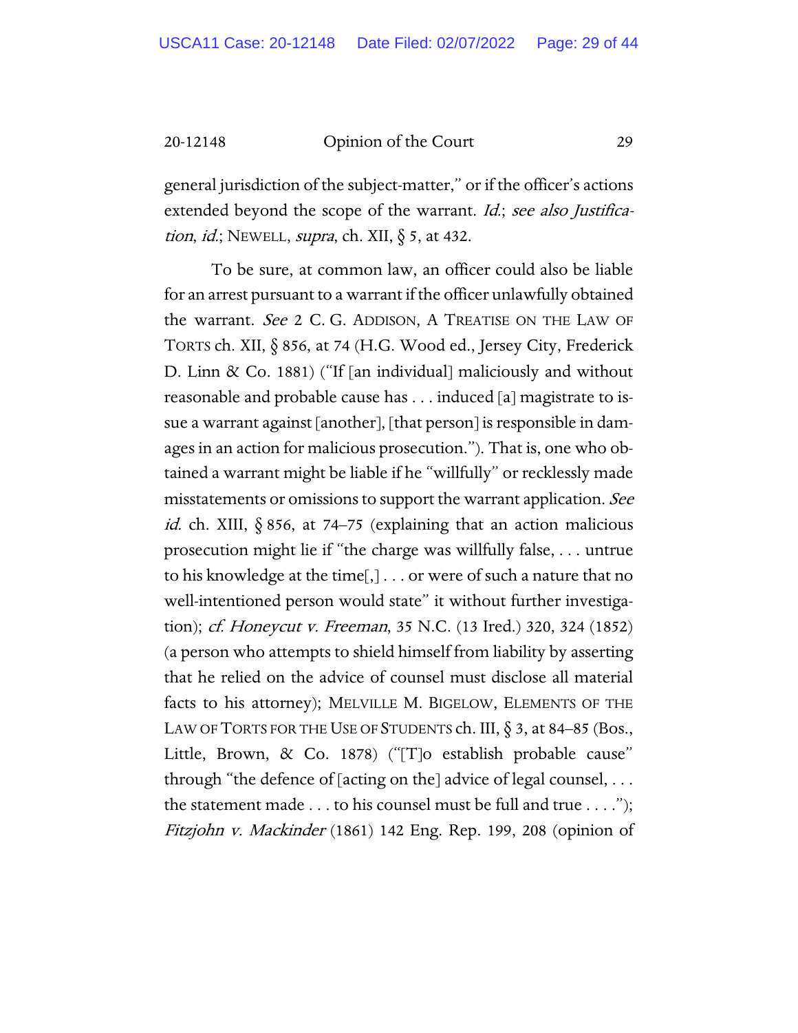general jurisdiction of the subject-matter," or if the officer's actions extended beyond the scope of the warrant. *Id.*; *see also Justification*, *id.*; NEWELL, *supra*, ch. XII, § 5, at 432.

To be sure, at common law, an officer could also be liable for an arrest pursuant to a warrant if the officer unlawfully obtained the warrant. *See* 2 C. G. ADDISON, A TREATISE ON THE LAW OF TORTS ch. XII, § 856, at 74 (H.G. Wood ed., Jersey City, Frederick D. Linn & Co. 1881) ("If [an individual] maliciously and without reasonable and probable cause has . . . induced [a] magistrate to issue a warrant against [another], [that person] is responsible in damages in an action for malicious prosecution."). That is, one who obtained a warrant might be liable if he "willfully" or recklessly made misstatements or omissions to support the warrant application. *See id.* ch. XIII, § 856, at 74–75 (explaining that an action malicious prosecution might lie if "the charge was willfully false, . . . untrue to his knowledge at the time[,] . . . or were of such a nature that no well-intentioned person would state" it without further investigation); *cf. Honeycut v. Freeman*, 35 N.C. (13 Ired.) 320, 324 (1852) (a person who attempts to shield himself from liability by asserting that he relied on the advice of counsel must disclose all material facts to his attorney); MELVILLE M. BIGELOW, ELEMENTS OF THE LAW OF TORTS FOR THE USE OF STUDENTS ch. III, § 3, at 84–85 (Bos., Little, Brown, & Co. 1878) ("[T]o establish probable cause" through "the defence of [acting on the] advice of legal counsel, . . . the statement made . . . to his counsel must be full and true . . . ."); *Fitzjohn v. Mackinder* (1861) 142 Eng. Rep. 199, 208 (opinion of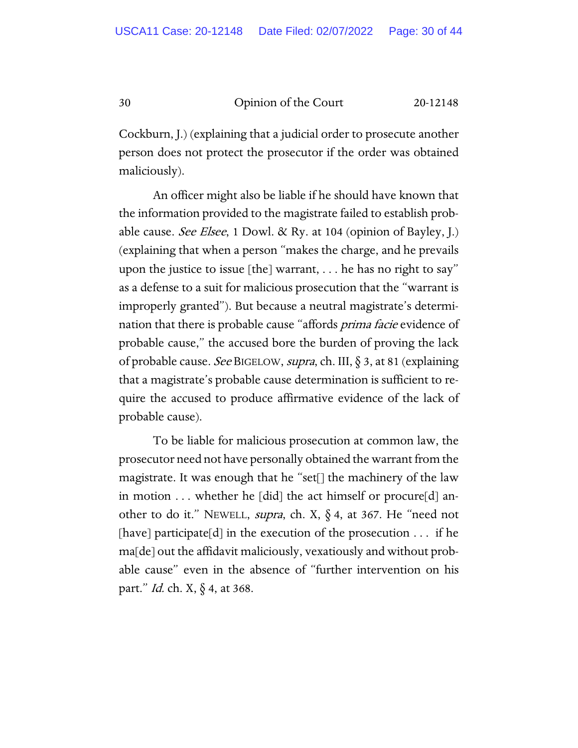Cockburn, J.) (explaining that a judicial order to prosecute another person does not protect the prosecutor if the order was obtained maliciously).

An officer might also be liable if he should have known that the information provided to the magistrate failed to establish probable cause. *See Elsee*, 1 Dowl. & Ry. at 104 (opinion of Bayley, J.) (explaining that when a person "makes the charge, and he prevails upon the justice to issue [the] warrant, . . . he has no right to say" as a defense to a suit for malicious prosecution that the "warrant is improperly granted"). But because a neutral magistrate's determination that there is probable cause "affords *prima facie* evidence of probable cause," the accused bore the burden of proving the lack of probable cause. *See* BIGELOW, *supra*, ch. III, § 3, at 81 (explaining that a magistrate's probable cause determination is sufficient to require the accused to produce affirmative evidence of the lack of probable cause).

To be liable for malicious prosecution at common law, the prosecutor need not have personally obtained the warrant from the magistrate. It was enough that he "set[] the machinery of the law in motion . . . whether he [did] the act himself or procure[d] another to do it." NEWELL, *supra*, ch. X, § 4, at 367. He "need not [have] participate[d] in the execution of the prosecution . . . if he ma[de] out the affidavit maliciously, vexatiously and without probable cause" even in the absence of "further intervention on his part." *Id.* ch. X, § 4, at 368.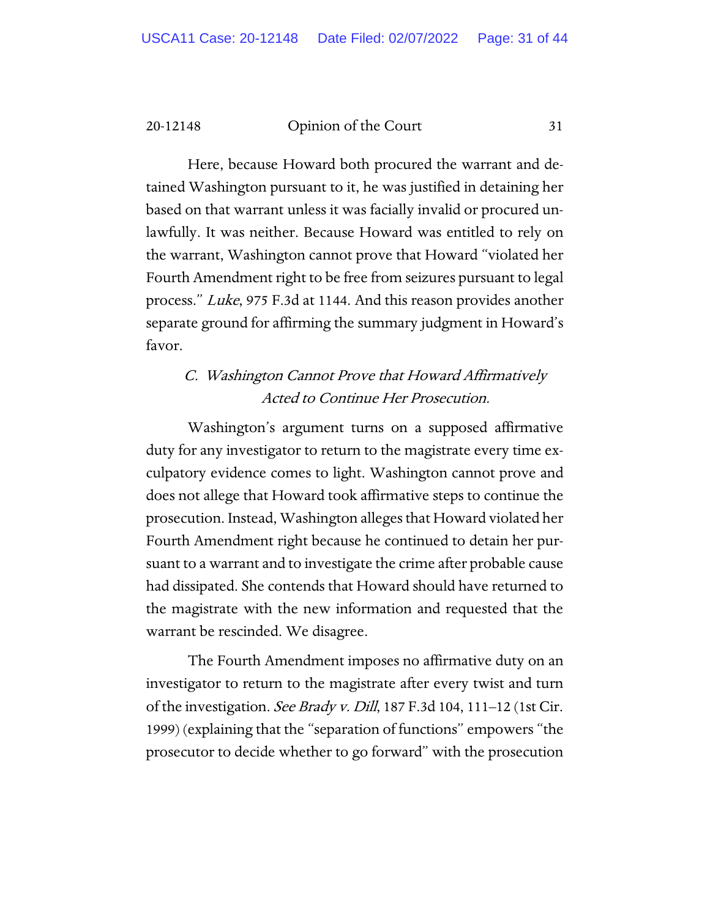Here, because Howard both procured the warrant and detained Washington pursuant to it, he was justified in detaining her based on that warrant unless it was facially invalid or procured unlawfully. It was neither. Because Howard was entitled to rely on the warrant, Washington cannot prove that Howard "violated her Fourth Amendment right to be free from seizures pursuant to legal process." *Luke*, 975 F.3d at 1144. And this reason provides another separate ground for affirming the summary judgment in Howard's favor.

### *C. Washington Cannot Prove that Howard Affirmatively Acted to Continue Her Prosecution.*

Washington's argument turns on a supposed affirmative duty for any investigator to return to the magistrate every time exculpatory evidence comes to light. Washington cannot prove and does not allege that Howard took affirmative steps to continue the prosecution. Instead, Washington alleges that Howard violated her Fourth Amendment right because he continued to detain her pursuant to a warrant and to investigate the crime after probable cause had dissipated. She contends that Howard should have returned to the magistrate with the new information and requested that the warrant be rescinded. We disagree.

The Fourth Amendment imposes no affirmative duty on an investigator to return to the magistrate after every twist and turn of the investigation. *See Brady v. Dill*, 187 F.3d 104, 111–12 (1st Cir. 1999) (explaining that the "separation of functions" empowers "the prosecutor to decide whether to go forward" with the prosecution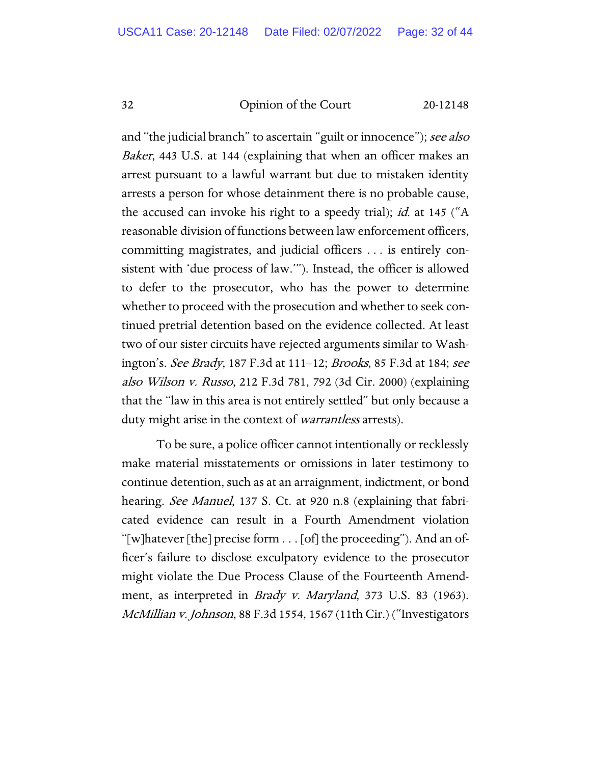and "the judicial branch" to ascertain "guilt or innocence"); *see also Baker*, 443 U.S. at 144 (explaining that when an officer makes an arrest pursuant to a lawful warrant but due to mistaken identity arrests a person for whose detainment there is no probable cause, the accused can invoke his right to a speedy trial); *id.* at 145 ("A reasonable division of functions between law enforcement officers, committing magistrates, and judicial officers . . . is entirely consistent with 'due process of law.'"). Instead, the officer is allowed to defer to the prosecutor, who has the power to determine whether to proceed with the prosecution and whether to seek continued pretrial detention based on the evidence collected. At least two of our sister circuits have rejected arguments similar to Washington's. *See Brady*, 187 F.3d at 111–12; *Brooks*, 85 F.3d at 184; *see also Wilson v. Russo*, 212 F.3d 781, 792 (3d Cir. 2000) (explaining that the "law in this area is not entirely settled" but only because a duty might arise in the context of *warrantless* arrests).

To be sure, a police officer cannot intentionally or recklessly make material misstatements or omissions in later testimony to continue detention, such as at an arraignment, indictment, or bond hearing. *See Manuel*, 137 S. Ct. at 920 n.8 (explaining that fabricated evidence can result in a Fourth Amendment violation "[w]hatever [the] precise form . . . [of] the proceeding"). And an officer's failure to disclose exculpatory evidence to the prosecutor might violate the Due Process Clause of the Fourteenth Amendment, as interpreted in *Brady v. Maryland*, 373 U.S. 83 (1963). *McMillian v. Johnson*, 88 F.3d 1554, 1567 (11th Cir.) ("Investigators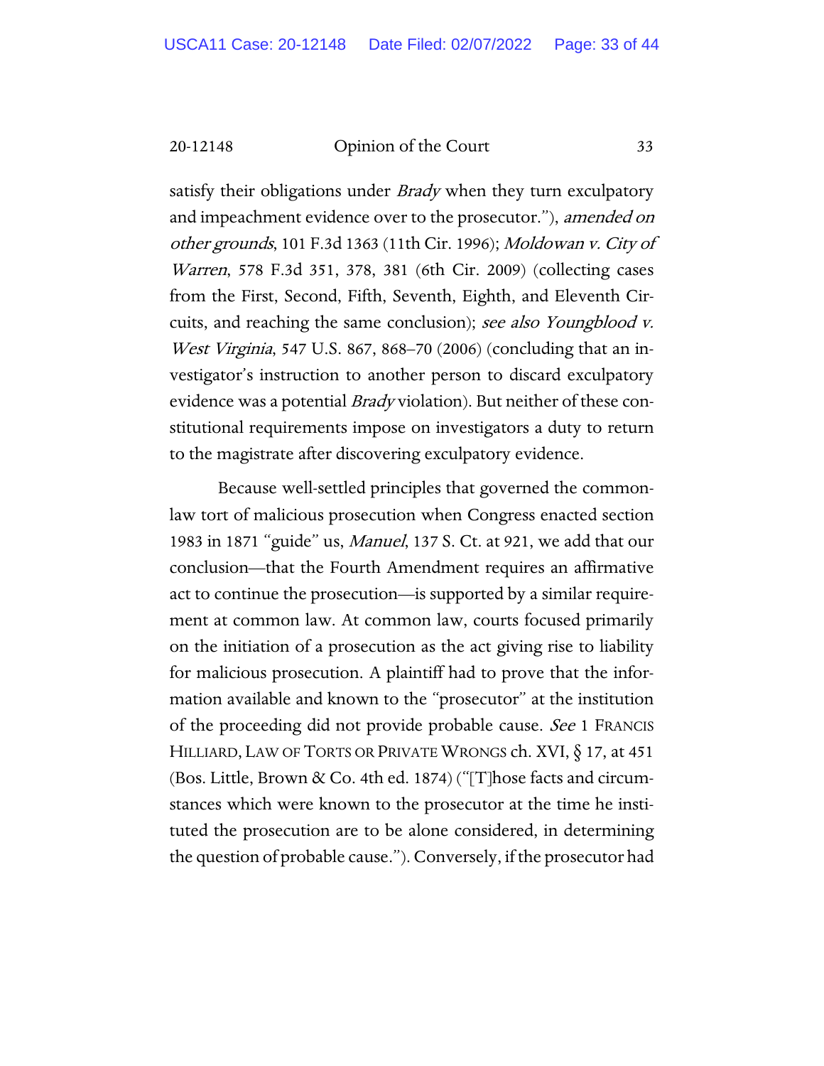satisfy their obligations under *Brady* when they turn exculpatory and impeachment evidence over to the prosecutor."), *amended on other grounds*, 101 F.3d 1363 (11th Cir. 1996); *Moldowan v. City of Warren*, 578 F.3d 351, 378, 381 (6th Cir. 2009) (collecting cases from the First, Second, Fifth, Seventh, Eighth, and Eleventh Circuits, and reaching the same conclusion); *see also Youngblood v. West Virginia*, 547 U.S. 867, 868–70 (2006) (concluding that an investigator's instruction to another person to discard exculpatory evidence was a potential *Brady* violation). But neither of these constitutional requirements impose on investigators a duty to return to the magistrate after discovering exculpatory evidence.

Because well-settled principles that governed the common-law tort of malicious prosecution when Congress enacted section 1983 in 1871 "guide" us, *Manuel*, 137 S. Ct. at 921, we add that our conclusion—that the Fourth Amendment requires an affirmative act to continue the prosecution—is supported by a similar requirement at common law. At common law, courts focused primarily on the initiation of a prosecution as the act giving rise to liability for malicious prosecution. A plaintiff had to prove that the information available and known to the "prosecutor" at the institution of the proceeding did not provide probable cause. *See* 1 FRANCIS HILLIARD, LAW OF TORTS OR PRIVATE WRONGS ch. XVI, § 17, at 451 (Bos. Little, Brown & Co. 4th ed. 1874) ("[T]hose facts and circumstances which were known to the prosecutor at the time he instituted the prosecution are to be alone considered, in determining the question of probable cause."). Conversely, if the prosecutor had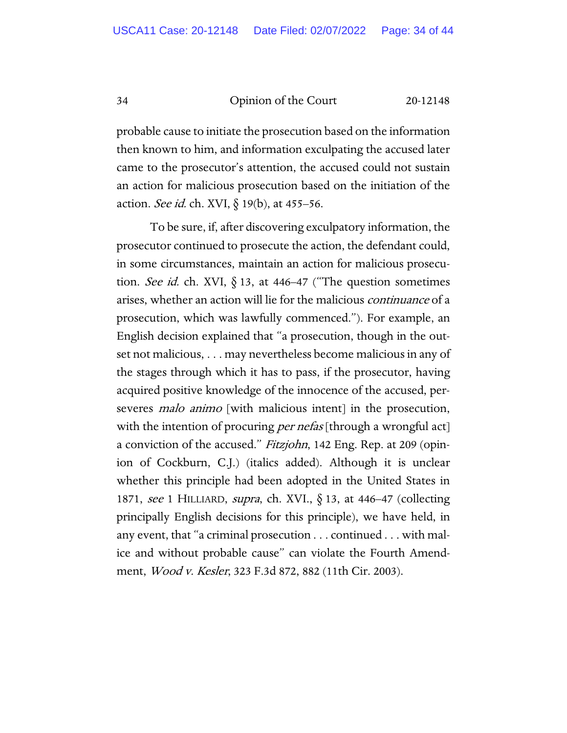probable cause to initiate the prosecution based on the information then known to him, and information exculpating the accused later came to the prosecutor's attention, the accused could not sustain an action for malicious prosecution based on the initiation of the action. *See id.* ch. XVI, § 19(b), at 455–56.

To be sure, if, after discovering exculpatory information, the prosecutor continued to prosecute the action, the defendant could, in some circumstances, maintain an action for malicious prosecution. *See id.* ch. XVI, § 13, at 446–47 ("The question sometimes arises, whether an action will lie for the malicious *continuance* of a prosecution, which was lawfully commenced."). For example, an English decision explained that "a prosecution, though in the outset not malicious, . . . may nevertheless become malicious in any of the stages through which it has to pass, if the prosecutor, having acquired positive knowledge of the innocence of the accused, perseveres *malo animo* [with malicious intent] in the prosecution, with the intention of procuring *per nefas* [through a wrongful act] a conviction of the accused." *Fitzjohn*, 142 Eng. Rep. at 209 (opinion of Cockburn, C.J.) (italics added). Although it is unclear whether this principle had been adopted in the United States in 1871, *see* 1 HILLIARD, *supra*, ch. XVI., § 13, at 446–47 (collecting principally English decisions for this principle), we have held, in any event, that "a criminal prosecution . . . continued . . . with malice and without probable cause" can violate the Fourth Amendment, *Wood v. Kesler*, 323 F.3d 872, 882 (11th Cir. 2003).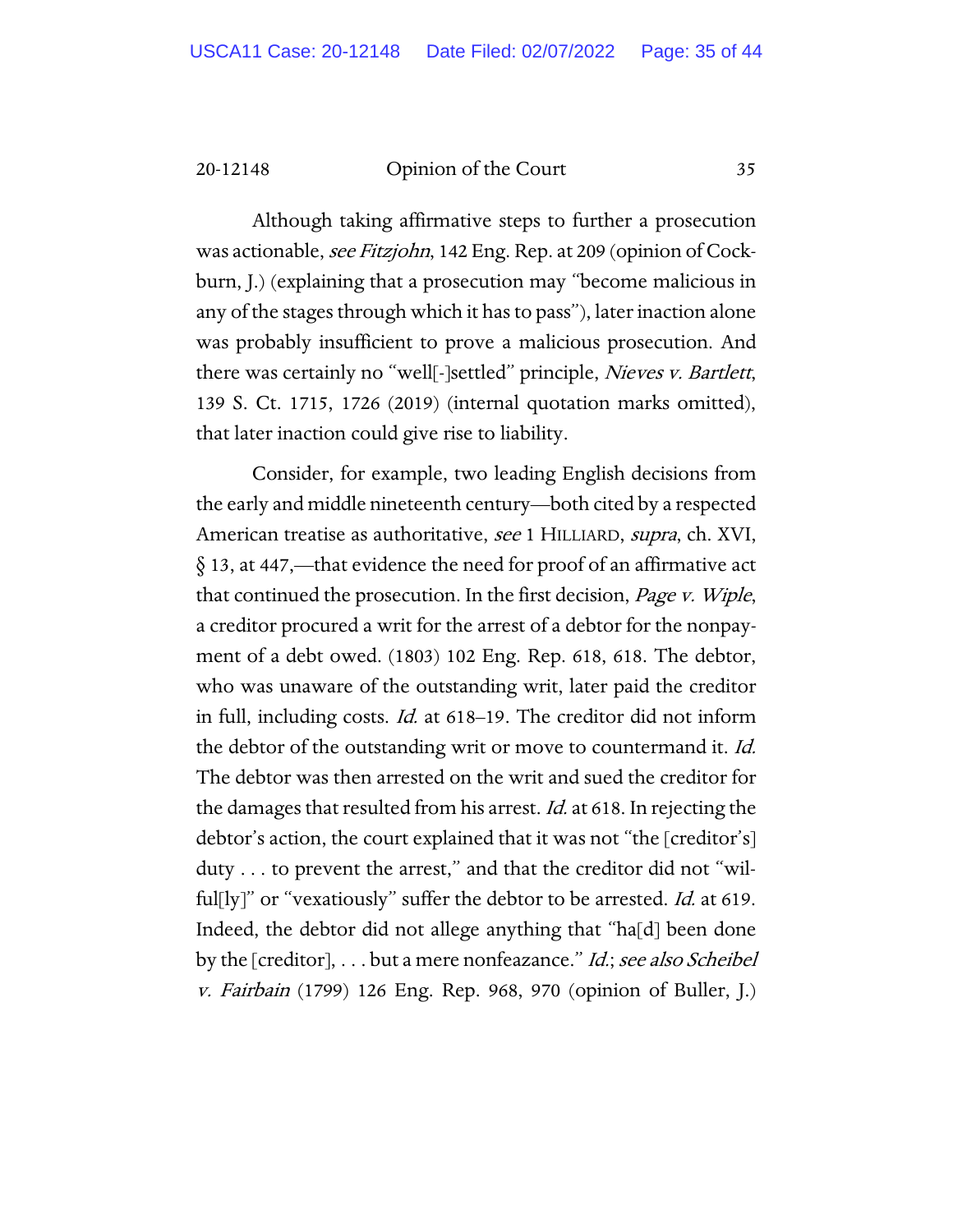Although taking affirmative steps to further a prosecution was actionable, *see Fitzjohn*, 142 Eng. Rep. at 209 (opinion of Cockburn, J.) (explaining that a prosecution may "become malicious in any of the stages through which it has to pass"), later inaction alone was probably insufficient to prove a malicious prosecution. And there was certainly no "well[-]settled" principle, *Nieves v. Bartlett*, 139 S. Ct. 1715, 1726 (2019) (internal quotation marks omitted), that later inaction could give rise to liability.

Consider, for example, two leading English decisions from the early and middle nineteenth century—both cited by a respected American treatise as authoritative, *see* 1 HILLIARD, *supra*, ch. XVI, § 13, at 447,—that evidence the need for proof of an affirmative act that continued the prosecution. In the first decision, *Page v. Wiple*, a creditor procured a writ for the arrest of a debtor for the nonpayment of a debt owed. (1803) 102 Eng. Rep. 618, 618. The debtor, who was unaware of the outstanding writ, later paid the creditor in full, including costs. *Id.* at 618–19. The creditor did not inform the debtor of the outstanding writ or move to countermand it. *Id.* The debtor was then arrested on the writ and sued the creditor for the damages that resulted from his arrest. *Id.* at 618. In rejecting the debtor's action, the court explained that it was not "the [creditor's] duty . . . to prevent the arrest," and that the creditor did not "wilful[ly]" or "vexatiously" suffer the debtor to be arrested. *Id.* at 619. Indeed, the debtor did not allege anything that "ha[d] been done by the [creditor], . . . but a mere nonfeazance." *Id.*; *see also Scheibel v. Fairbain* (1799) 126 Eng. Rep. 968, 970 (opinion of Buller, J.)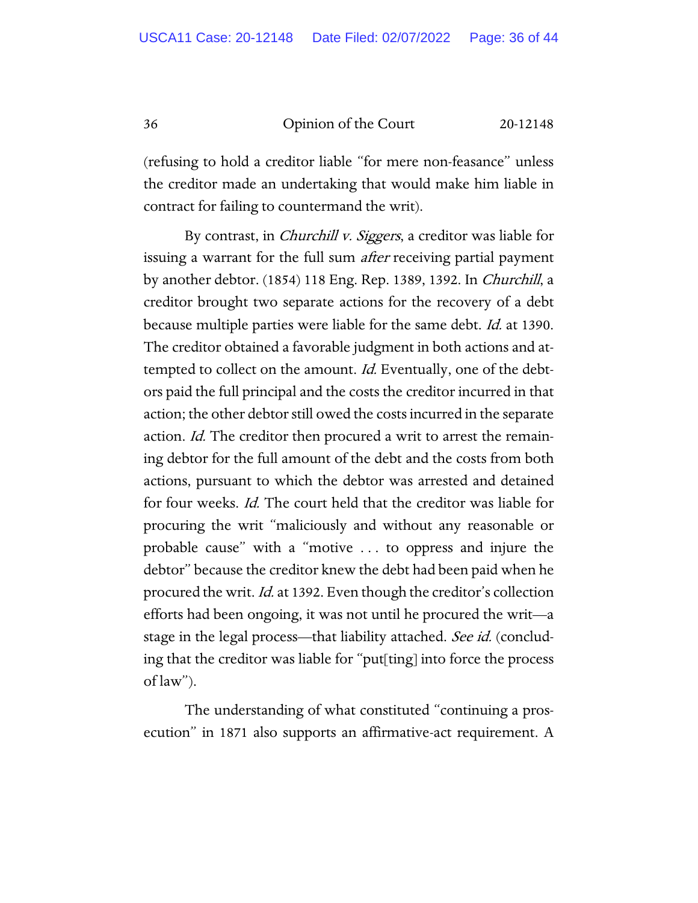(refusing to hold a creditor liable "for mere non-feasance" unless the creditor made an undertaking that would make him liable in contract for failing to countermand the writ).

By contrast, in *Churchill v. Siggers*, a creditor was liable for issuing a warrant for the full sum *after* receiving partial payment by another debtor. (1854) 118 Eng. Rep. 1389, 1392. In *Churchill*, a creditor brought two separate actions for the recovery of a debt because multiple parties were liable for the same debt. *Id.* at 1390. The creditor obtained a favorable judgment in both actions and attempted to collect on the amount. *Id.* Eventually, one of the debtors paid the full principal and the costs the creditor incurred in that action; the other debtor still owed the costs incurred in the separate action. *Id.* The creditor then procured a writ to arrest the remaining debtor for the full amount of the debt and the costs from both actions, pursuant to which the debtor was arrested and detained for four weeks. *Id.* The court held that the creditor was liable for procuring the writ "maliciously and without any reasonable or probable cause" with a "motive . . . to oppress and injure the debtor" because the creditor knew the debt had been paid when he procured the writ. *Id.* at 1392. Even though the creditor's collection efforts had been ongoing, it was not until he procured the writ—a stage in the legal process—that liability attached. *See id.* (concluding that the creditor was liable for "put[ting] into force the process of law").

The understanding of what constituted "continuing a prosecution" in 1871 also supports an affirmative-act requirement. A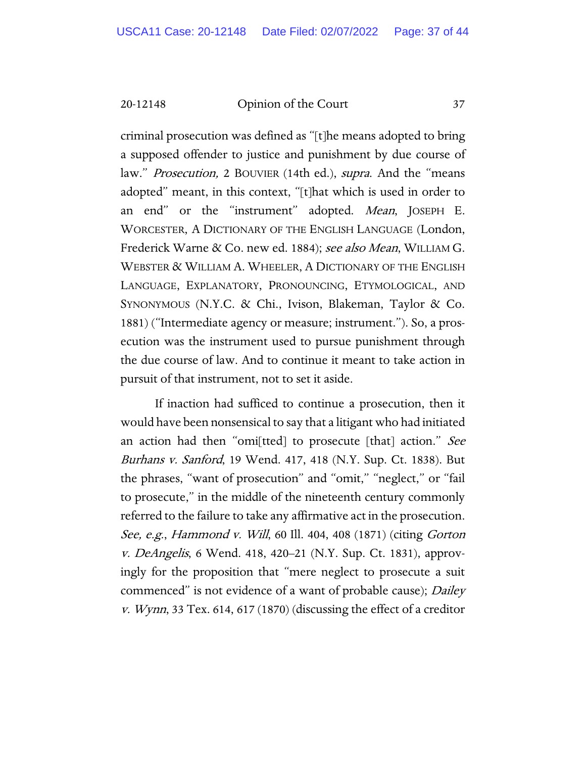criminal prosecution was defined as "[t]he means adopted to bring a supposed offender to justice and punishment by due course of law." *Prosecution,* 2 BOUVIER (14th ed.), *supra*. And the "means adopted" meant, in this context, "[t]hat which is used in order to an end" or the "instrument" adopted. *Mean,* JOSEPH E. WORCESTER, A DICTIONARY OF THE ENGLISH LANGUAGE (London, Frederick Warne & Co. new ed. 1884); *see also Mean*, WILLIAM G. WEBSTER & WILLIAM A. WHEELER, A DICTIONARY OF THE ENGLISH LANGUAGE, EXPLANATORY, PRONOUNCING, ETYMOLOGICAL, AND SYNONYMOUS (N.Y.C. & Chi., Ivison, Blakeman, Taylor & Co. 1881) ("Intermediate agency or measure; instrument."). So, a prosecution was the instrument used to pursue punishment through the due course of law. And to continue it meant to take action in pursuit of that instrument, not to set it aside.

If inaction had sufficed to continue a prosecution, then it would have been nonsensical to say that a litigant who had initiated an action had then "omi[tted] to prosecute [that] action." *See Burhans v. Sanford*, 19 Wend. 417, 418 (N.Y. Sup. Ct. 1838). But the phrases, "want of prosecution" and "omit," "neglect," or "fail to prosecute," in the middle of the nineteenth century commonly referred to the failure to take any affirmative act in the prosecution. *See, e.g.*, *Hammond v. Will*, 60 Ill. 404, 408 (1871) (citing *Gorton v. DeAngelis*, 6 Wend. 418, 420–21 (N.Y. Sup. Ct. 1831), approvingly for the proposition that "mere neglect to prosecute a suit commenced" is not evidence of a want of probable cause); *Dailey v. Wynn*, 33 Tex. 614, 617 (1870) (discussing the effect of a creditor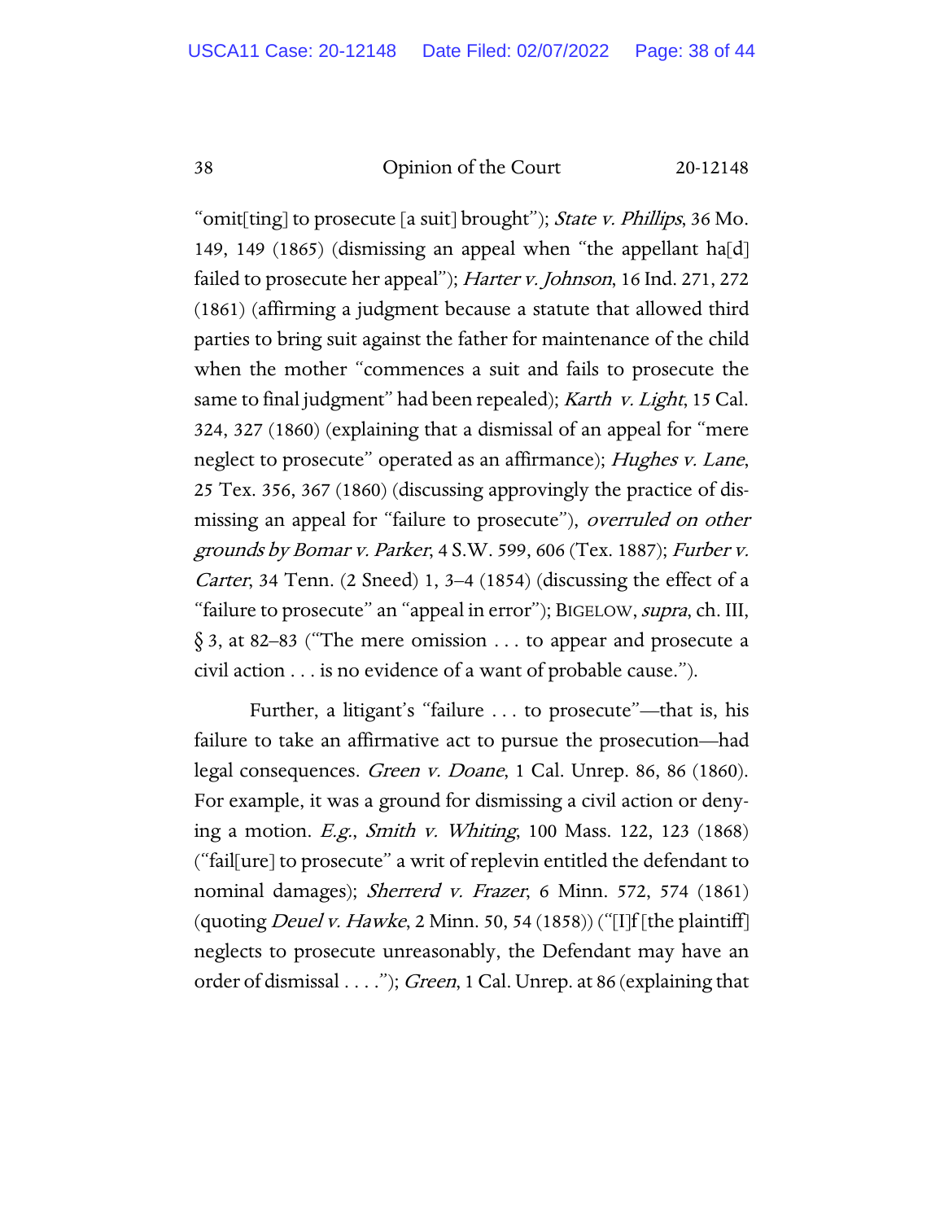"omit[ting] to prosecute [a suit] brought"); *State v. Phillips*, 36 Mo. 149, 149 (1865) (dismissing an appeal when "the appellant ha[d] failed to prosecute her appeal"); *Harter v. Johnson*, 16 Ind. 271, 272 (1861) (affirming a judgment because a statute that allowed third parties to bring suit against the father for maintenance of the child when the mother "commences a suit and fails to prosecute the same to final judgment" had been repealed); *Karth v. Light*, 15 Cal. 324, 327 (1860) (explaining that a dismissal of an appeal for "mere neglect to prosecute" operated as an affirmance); *Hughes v. Lane*, 25 Tex. 356, 367 (1860) (discussing approvingly the practice of dismissing an appeal for "failure to prosecute"), *overruled on other grounds by Bomar v. Parker*, 4 S.W. 599, 606 (Tex. 1887); *Furber v. Carter*, 34 Tenn. (2 Sneed) 1, 3–4 (1854) (discussing the effect of a "failure to prosecute" an "appeal in error"); BIGELOW, *supra*, ch. III, § 3, at 82–83 ("The mere omission . . . to appear and prosecute a civil action . . . is no evidence of a want of probable cause.").

Further, a litigant's "failure . . . to prosecute"—that is, his failure to take an affirmative act to pursue the prosecution—had legal consequences. *Green v. Doane*, 1 Cal. Unrep. 86, 86 (1860). For example, it was a ground for dismissing a civil action or denying a motion. *E.g.*, *Smith v. Whiting*, 100 Mass. 122, 123 (1868) ("fail[ure] to prosecute" a writ of replevin entitled the defendant to nominal damages); *Sherrerd v. Frazer*, 6 Minn. 572, 574 (1861) (quoting *Deuel v. Hawke*, 2 Minn. 50, 54 (1858)) ("[I]f [the plaintiff] neglects to prosecute unreasonably, the Defendant may have an order of dismissal . . . ."); *Green*, 1 Cal. Unrep. at 86 (explaining that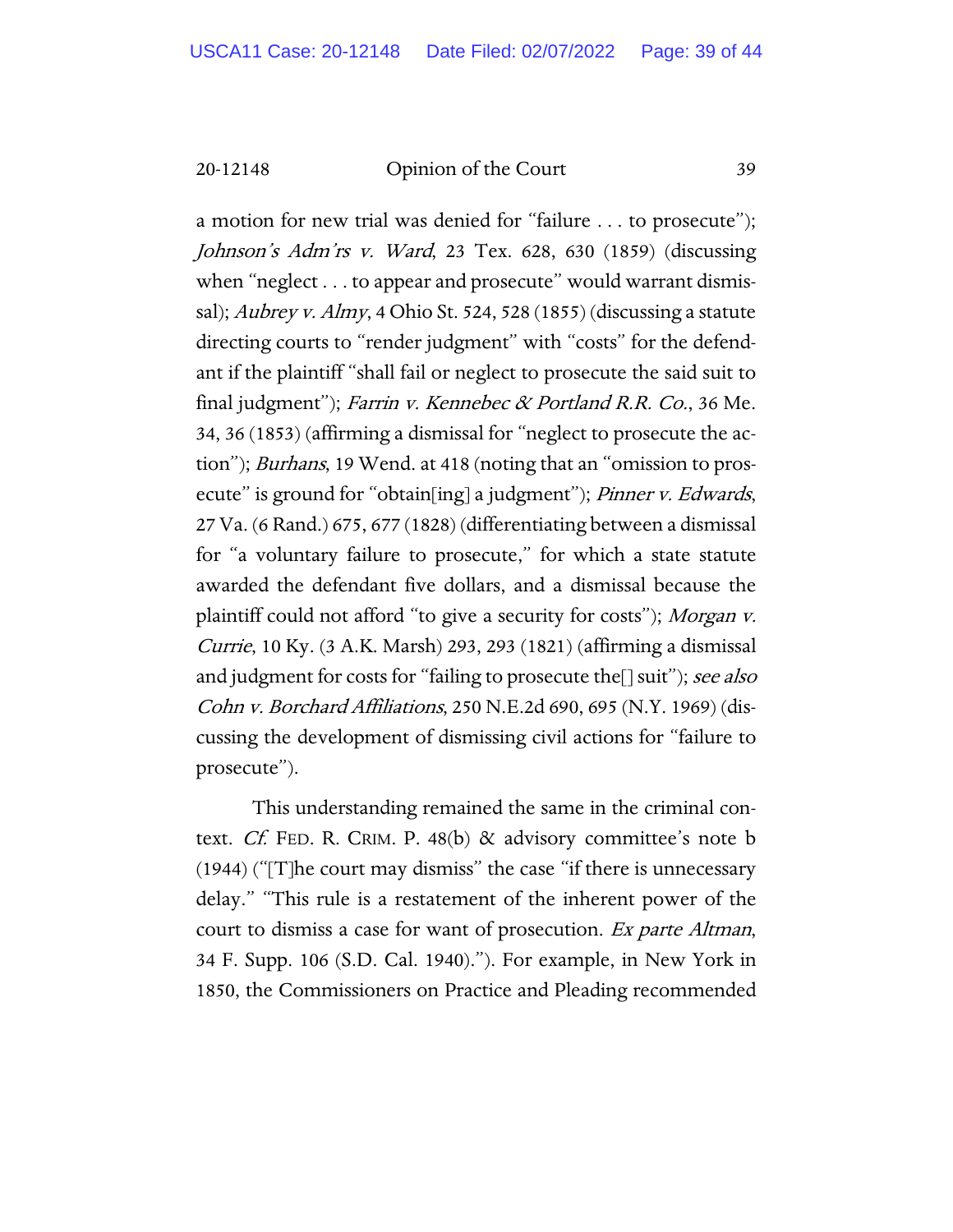a motion for new trial was denied for "failure . . . to prosecute"); *Johnson's Adm'rs v. Ward*, 23 Tex. 628, 630 (1859) (discussing when "neglect . . . to appear and prosecute" would warrant dismissal); *Aubrey v. Almy*, 4 Ohio St. 524, 528 (1855) (discussing a statute directing courts to "render judgment" with "costs" for the defendant if the plaintiff "shall fail or neglect to prosecute the said suit to final judgment"); *Farrin v. Kennebec & Portland R.R. Co.*, 36 Me. 34, 36 (1853) (affirming a dismissal for "neglect to prosecute the action"); *Burhans*, 19 Wend. at 418 (noting that an "omission to prosecute" is ground for "obtain[ing] a judgment"); *Pinner v. Edwards*, 27 Va. (6 Rand.) 675, 677 (1828) (differentiating between a dismissal for "a voluntary failure to prosecute," for which a state statute awarded the defendant five dollars, and a dismissal because the plaintiff could not afford "to give a security for costs"); *Morgan v. Currie*, 10 Ky. (3 A.K. Marsh) 293, 293 (1821) (affirming a dismissal and judgment for costs for "failing to prosecute the[] suit"); *see also Cohn v. Borchard Affiliations*, 250 N.E.2d 690, 695 (N.Y. 1969) (discussing the development of dismissing civil actions for "failure to prosecute").

This understanding remained the same in the criminal context. *Cf.* FED. R. CRIM. P. 48(b) & advisory committee's note b (1944) ("[T]he court may dismiss" the case "if there is unnecessary delay." "This rule is a restatement of the inherent power of the court to dismiss a case for want of prosecution. *Ex parte Altman*, 34 F. Supp. 106 (S.D. Cal. 1940)."). For example, in New York in 1850, the Commissioners on Practice and Pleading recommended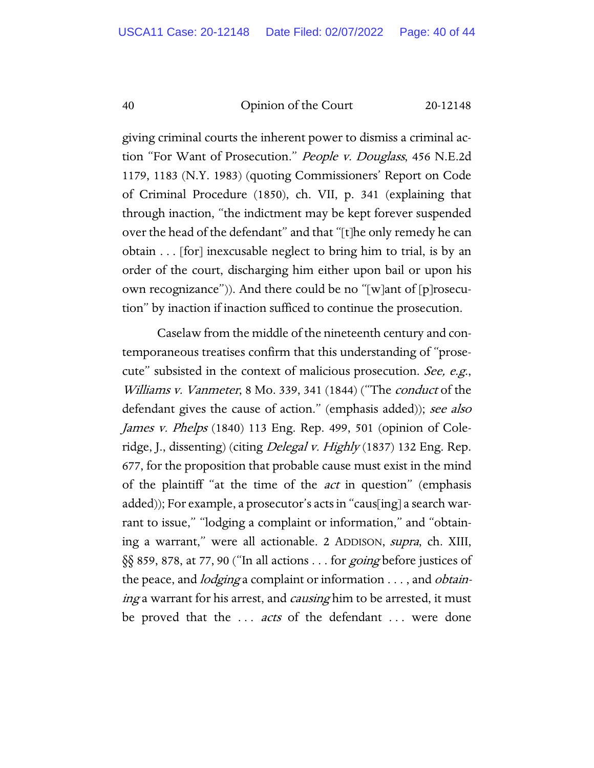giving criminal courts the inherent power to dismiss a criminal action "For Want of Prosecution." *People v. Douglass*, 456 N.E.2d 1179, 1183 (N.Y. 1983) (quoting Commissioners' Report on Code of Criminal Procedure (1850), ch. VII, p. 341 (explaining that through inaction, "the indictment may be kept forever suspended over the head of the defendant" and that "[t]he only remedy he can obtain . . . [for] inexcusable neglect to bring him to trial, is by an order of the court, discharging him either upon bail or upon his own recognizance")). And there could be no "[w]ant of [p]rosecution" by inaction if inaction sufficed to continue the prosecution.

Caselaw from the middle of the nineteenth century and contemporaneous treatises confirm that this understanding of "prosecute" subsisted in the context of malicious prosecution. *See, e.g.*, *Williams v. Vanmeter*, 8 Mo. 339, 341 (1844) ("The *conduct* of the defendant gives the cause of action." (emphasis added)); *see also James v. Phelps* (1840) 113 Eng. Rep. 499, 501 (opinion of Coleridge, J., dissenting) (citing *Delegal v. Highly* (1837) 132 Eng. Rep. 677, for the proposition that probable cause must exist in the mind of the plaintiff "at the time of the *act* in question" (emphasis added)); For example, a prosecutor's acts in "caus[ing] a search warrant to issue," "lodging a complaint or information," and "obtaining a warrant," were all actionable. 2 ADDISON, *supra*, ch. XIII, §§ 859, 878, at 77, 90 ("In all actions . . . for *going* before justices of the peace, and *lodging* a complaint or information . . . , and *obtaining* a warrant for his arrest, and *causing* him to be arrested, it must be proved that the . . . *acts* of the defendant . . . were done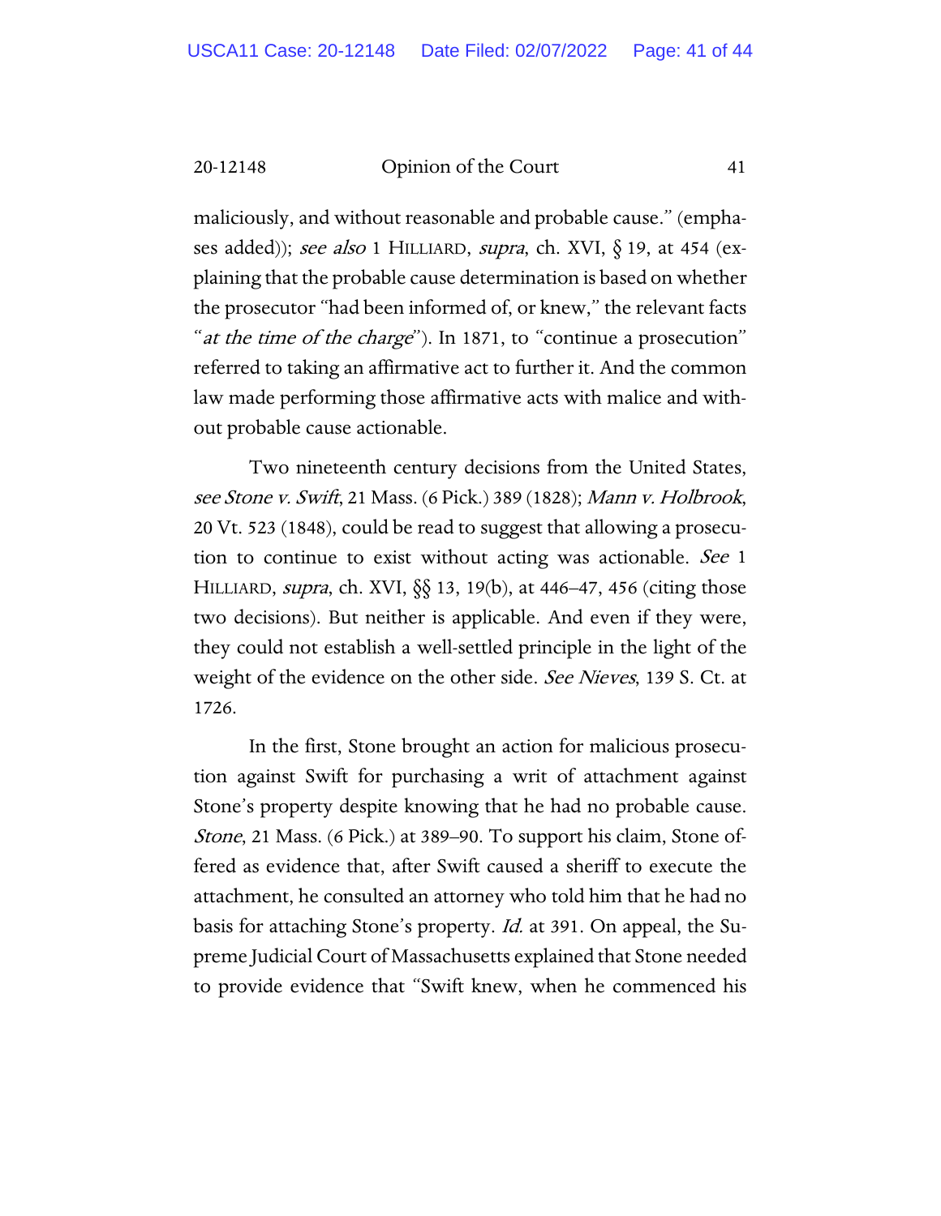maliciously, and without reasonable and probable cause." (emphases added)); *see also* 1 HILLIARD, *supra*, ch. XVI, § 19, at 454 (explaining that the probable cause determination is based on whether the prosecutor "had been informed of, or knew," the relevant facts "*at the time of the charge*"). In 1871, to "continue a prosecution" referred to taking an affirmative act to further it. And the common law made performing those affirmative acts with malice and without probable cause actionable.

Two nineteenth century decisions from the United States, *see Stone v. Swift*, 21 Mass. (6 Pick.) 389 (1828); *Mann v. Holbrook*, 20 Vt. 523 (1848), could be read to suggest that allowing a prosecution to continue to exist without acting was actionable. *See* 1 HILLIARD, *supra*, ch. XVI, §§ 13, 19(b), at 446–47, 456 (citing those two decisions). But neither is applicable. And even if they were, they could not establish a well-settled principle in the light of the weight of the evidence on the other side. *See Nieves*, 139 S. Ct. at 1726.

In the first, Stone brought an action for malicious prosecution against Swift for purchasing a writ of attachment against Stone's property despite knowing that he had no probable cause. *Stone*, 21 Mass. (6 Pick.) at 389–90. To support his claim, Stone offered as evidence that, after Swift caused a sheriff to execute the attachment, he consulted an attorney who told him that he had no basis for attaching Stone's property. *Id.* at 391. On appeal, the Supreme Judicial Court of Massachusetts explained that Stone needed to provide evidence that "Swift knew, when he commenced his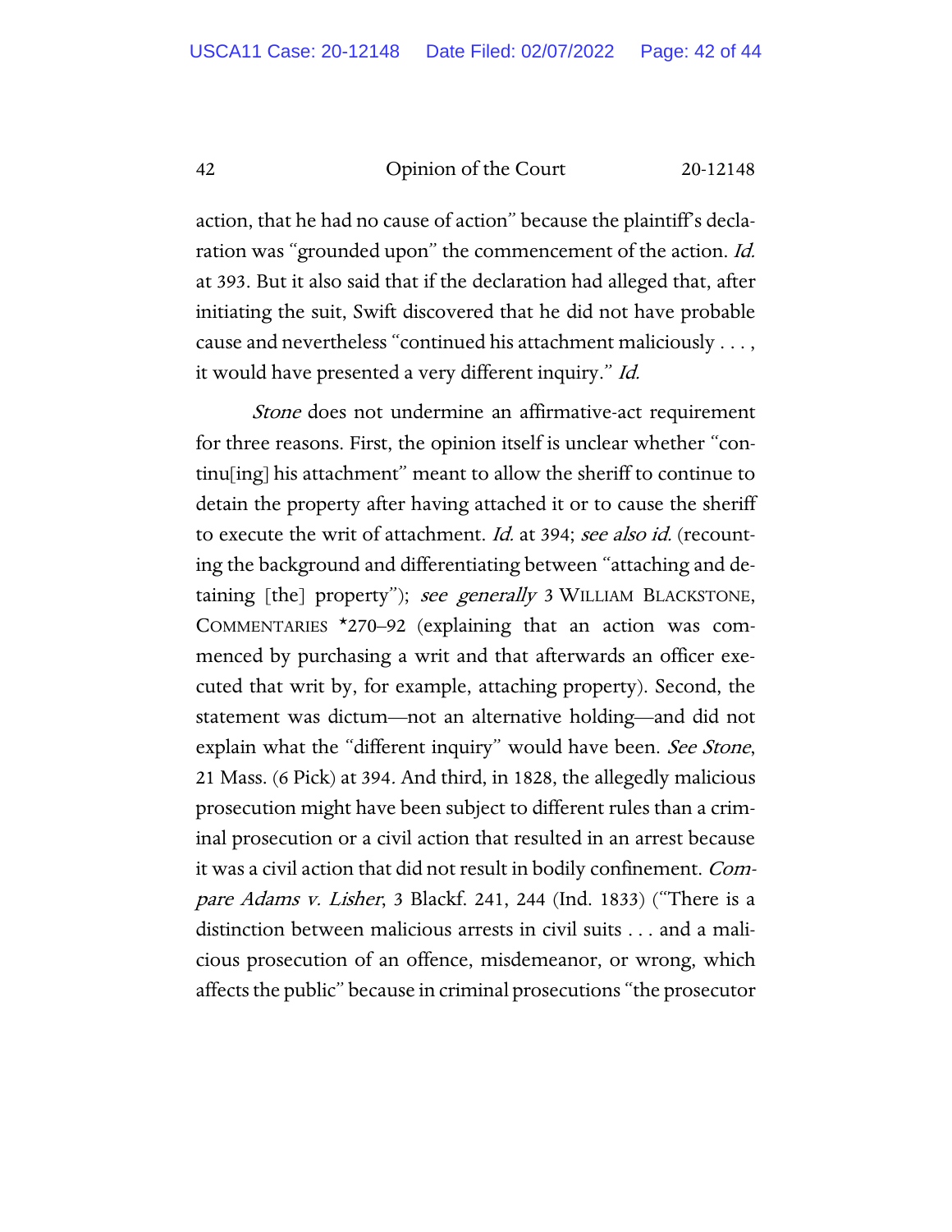action, that he had no cause of action" because the plaintiff's declaration was "grounded upon" the commencement of the action. *Id.* at 393. But it also said that if the declaration had alleged that, after initiating the suit, Swift discovered that he did not have probable cause and nevertheless "continued his attachment maliciously . . . , it would have presented a very different inquiry." *Id.*

*Stone* does not undermine an affirmative-act requirement for three reasons. First, the opinion itself is unclear whether "continu[ing] his attachment" meant to allow the sheriff to continue to detain the property after having attached it or to cause the sheriff to execute the writ of attachment. *Id.* at 394; *see also id.* (recounting the background and differentiating between "attaching and detaining [the] property"); *see generally* 3 WILLIAM BLACKSTONE, COMMENTARIES *270–92 (explaining that an action was commenced by purchasing a writ and that afterwards an officer executed that writ by, for example, attaching property). Second, the statement was dictum—not an alternative holding—and did not explain what the "different inquiry" would have been. *See Stone*, 21 Mass. (6 Pick) at 394. And third, in 1828, the allegedly malicious prosecution might have been subject to different rules than a criminal prosecution or a civil action that resulted in an arrest because it was a civil action that did not result in bodily confinement. *Compare Adams v. Lisher*, 3 Blackf. 241, 244 (Ind. 1833) ("There is a distinction between malicious arrests in civil suits . . . and a malicious prosecution of an offence, misdemeanor, or wrong, which affects the public" because in criminal prosecutions "the prosecutor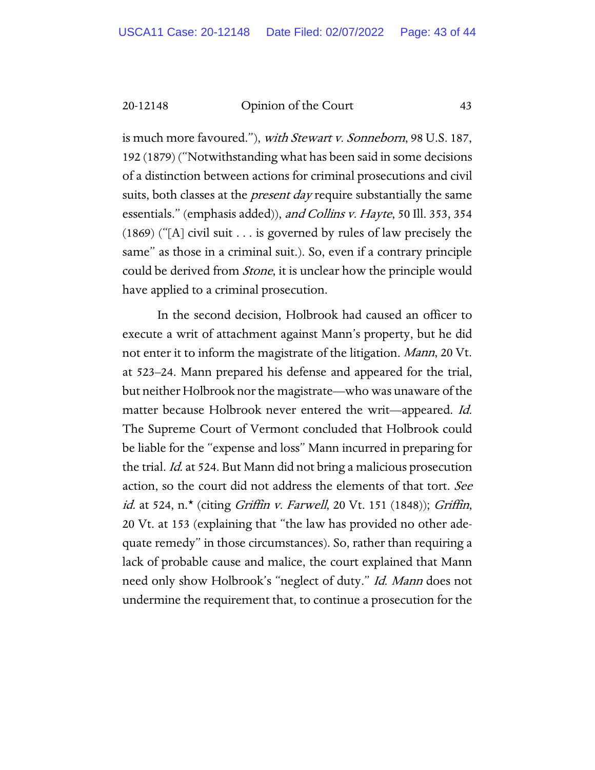is much more favoured."), *with Stewart v. Sonneborn*, 98 U.S. 187, 192 (1879) ("Notwithstanding what has been said in some decisions of a distinction between actions for criminal prosecutions and civil suits, both classes at the *present day* require substantially the same essentials." (emphasis added)), *and Collins v. Hayte*, 50 Ill. 353, 354 (1869) ("[A] civil suit . . . is governed by rules of law precisely the same" as those in a criminal suit.). So, even if a contrary principle could be derived from *Stone*, it is unclear how the principle would have applied to a criminal prosecution.

In the second decision, Holbrook had caused an officer to execute a writ of attachment against Mann's property, but he did not enter it to inform the magistrate of the litigation. *Mann*, 20 Vt. at 523–24. Mann prepared his defense and appeared for the trial, but neither Holbrook nor the magistrate—who was unaware of the matter because Holbrook never entered the writ—appeared. *Id.* The Supreme Court of Vermont concluded that Holbrook could be liable for the "expense and loss" Mann incurred in preparing for the trial. *Id.* at 524. But Mann did not bring a malicious prosecution action, so the court did not address the elements of that tort. *See id.* at 524, n.* (citing *Griffin v. Farwell*, 20 Vt. 151 (1848)); *Griffin*, 20 Vt. at 153 (explaining that "the law has provided no other adequate remedy" in those circumstances). So, rather than requiring a lack of probable cause and malice, the court explained that Mann need only show Holbrook's "neglect of duty." *Id. Mann* does not undermine the requirement that, to continue a prosecution for the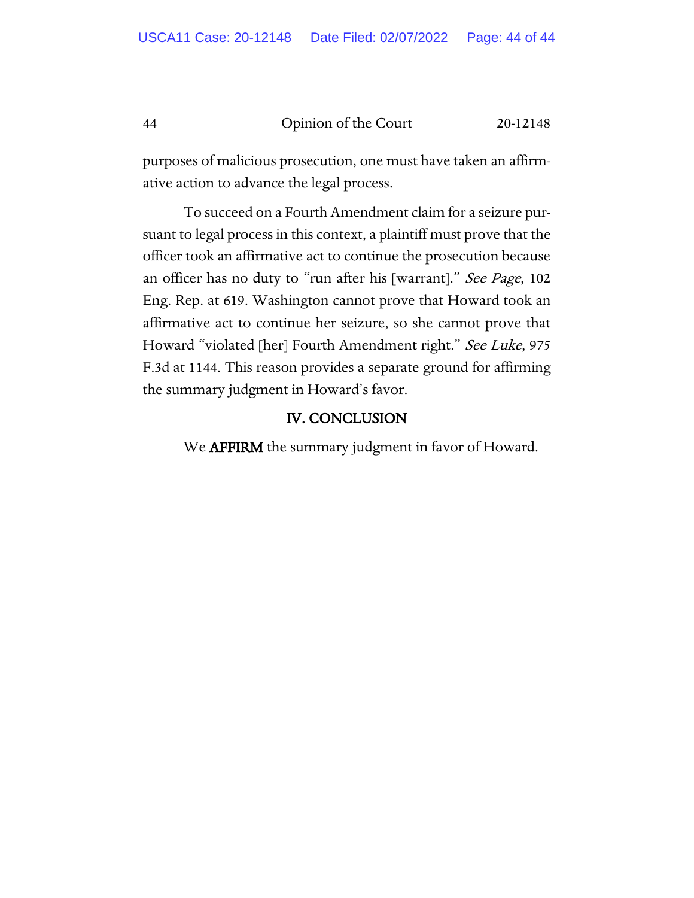purposes of malicious prosecution, one must have taken an affirmative action to advance the legal process.

To succeed on a Fourth Amendment claim for a seizure pursuant to legal process in this context, a plaintiff must prove that the officer took an affirmative act to continue the prosecution because an officer has no duty to "run after his [warrant]." *See Page*, 102 Eng. Rep. at 619. Washington cannot prove that Howard took an affirmative act to continue her seizure, so she cannot prove that Howard "violated [her] Fourth Amendment right." *See Luke*, 975 F.3d at 1144. This reason provides a separate ground for affirming the summary judgment in Howard's favor.

## IV. CONCLUSION

We **AFFIRM** the summary judgment in favor of Howard.